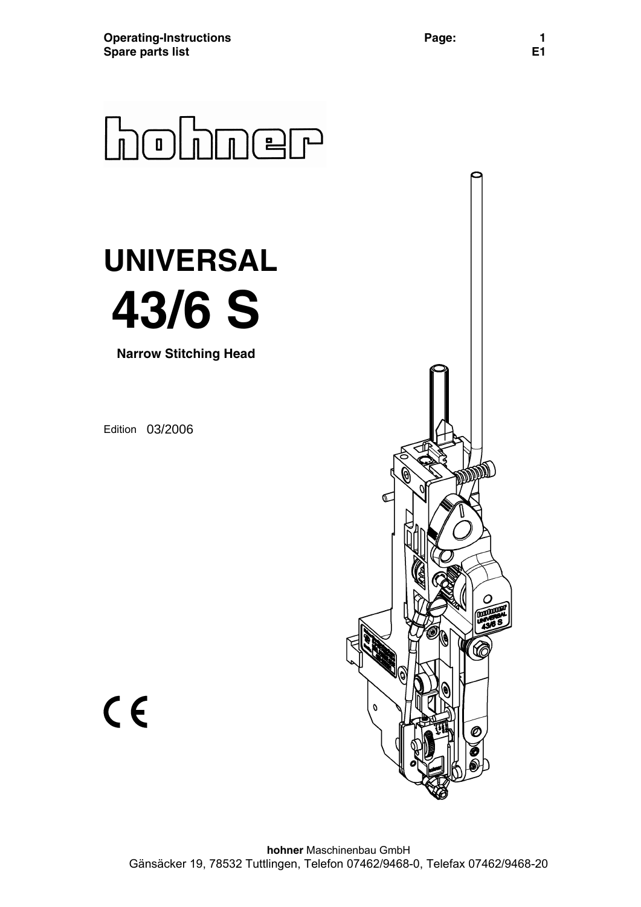**Operating-Instructions**
**Spare parts list**

# hohner

# UNIVERSAL

# 43/6 S

**Narrow Stitching Head**

Edition 03/2006

CE

**hohner** Maschinenbau GmbH
Gänsäcker 19, 78532 Tuttlingen, Telefon 07462/9468-0, Telefax 07462/9468-20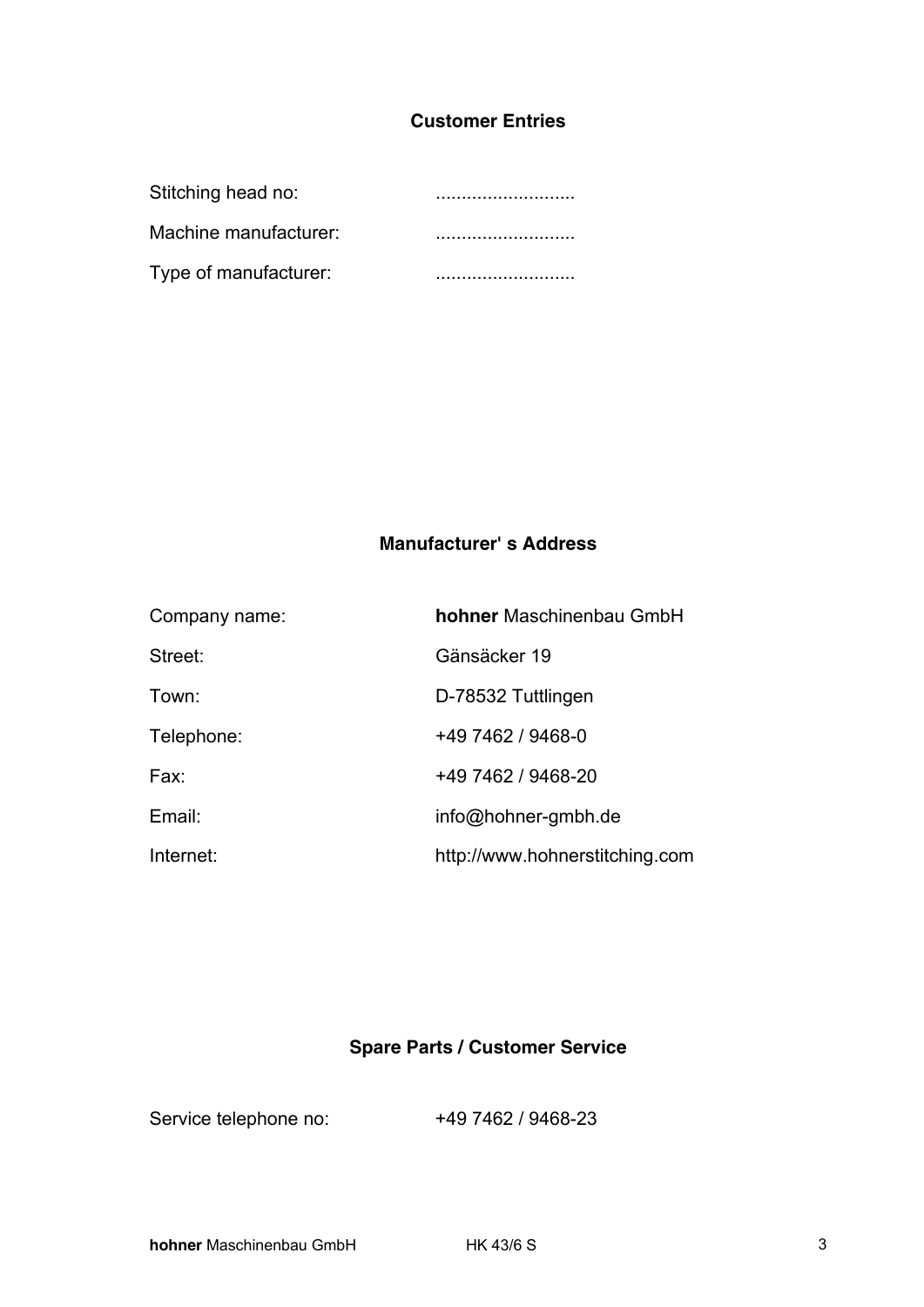## Customer Entries

| | |
|---|---|
| Stitching head no: | .......................... |
| Machine manufacturer: | .......................... |
| Type of manufacturer: | .......................... |

## Manufacturer' s Address

| | |
|---|---|
| Company name: | **hohner** Maschinenbau GmbH |
| Street: | Gänsäcker 19 |
| Town: | D-78532 Tuttlingen |
| Telephone: | +49 7462 / 9468-0 |
| Fax: | +49 7462 / 9468-20 |
| Email: | info@hohner-gmbh.de |
| Internet: | http://www.hohnerstitching.com |

## Spare Parts / Customer Service

| | |
|---|---|
| Service telephone no: | +49 7462 / 9468-23 |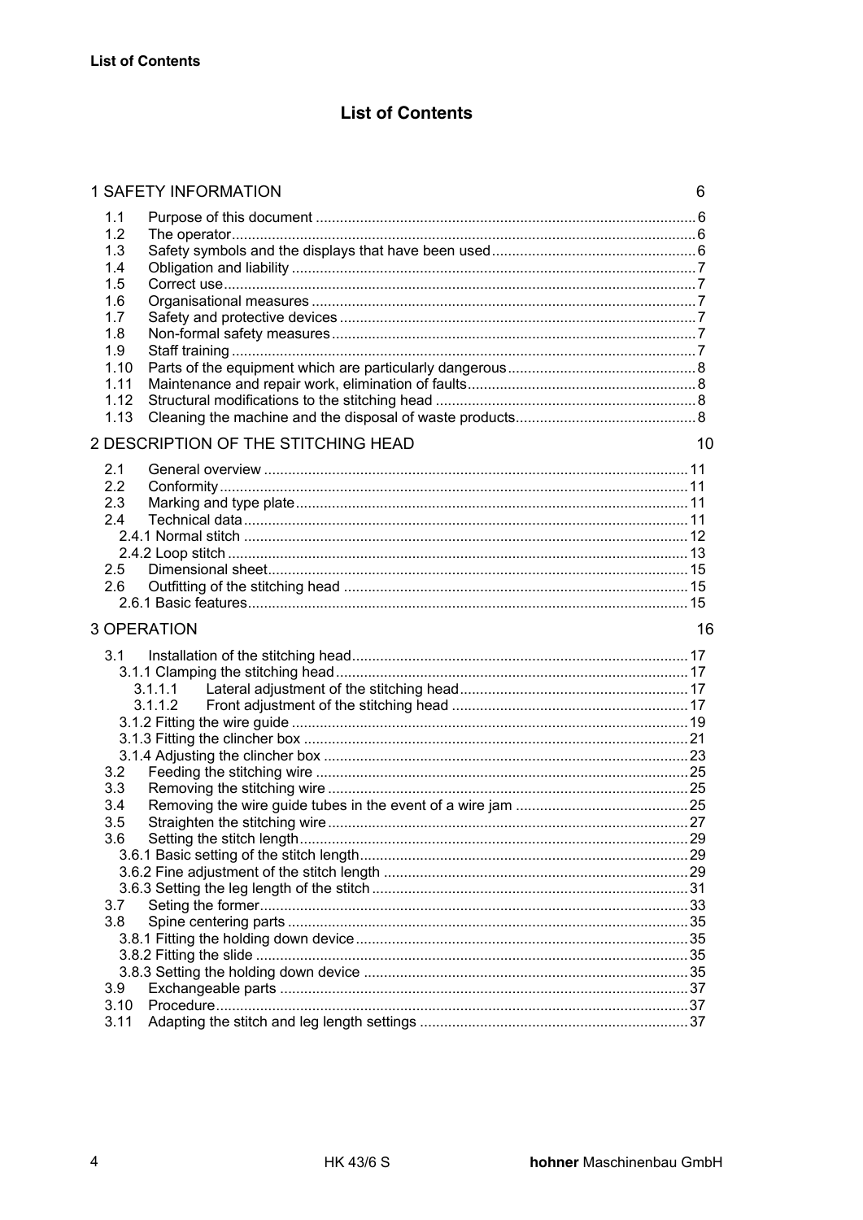# List of Contents

1 SAFETY INFORMATION 6

- 1.1 Purpose of this document ..... 6
- 1.2 The operator ..... 6
- 1.3 Safety symbols and the displays that have been used ..... 6
- 1.4 Obligation and liability ..... 7
- 1.5 Correct use ..... 7
- 1.6 Organisational measures ..... 7
- 1.7 Safety and protective devices ..... 7
- 1.8 Non-formal safety measures ..... 7
- 1.9 Staff training ..... 7
- 1.10 Parts of the equipment which are particularly dangerous ..... 8
- 1.11 Maintenance and repair work, elimination of faults ..... 8
- 1.12 Structural modifications to the stitching head ..... 8
- 1.13 Cleaning the machine and the disposal of waste products ..... 8

2 DESCRIPTION OF THE STITCHING HEAD 10

- 2.1 General overview ..... 11
- 2.2 Conformity ..... 11
- 2.3 Marking and type plate ..... 11
- 2.4 Technical data ..... 11
  - 2.4.1 Normal stitch ..... 12
  - 2.4.2 Loop stitch ..... 13
- 2.5 Dimensional sheet ..... 15
- 2.6 Outfitting of the stitching head ..... 15
  - 2.6.1 Basic features ..... 15

3 OPERATION 16

- 3.1 Installation of the stitching head ..... 17
  - 3.1.1 Clamping the stitching head ..... 17
    - 3.1.1.1 Lateral adjustment of the stitching head ..... 17
    - 3.1.1.2 Front adjustment of the stitching head ..... 17
  - 3.1.2 Fitting the wire guide ..... 19
  - 3.1.3 Fitting the clincher box ..... 21
  - 3.1.4 Adjusting the clincher box ..... 23
- 3.2 Feeding the stitching wire ..... 25
- 3.3 Removing the stitching wire ..... 25
- 3.4 Removing the wire guide tubes in the event of a wire jam ..... 25
- 3.5 Straighten the stitching wire ..... 27
- 3.6 Setting the stitch length ..... 29
  - 3.6.1 Basic setting of the stitch length ..... 29
  - 3.6.2 Fine adjustment of the stitch length ..... 29
  - 3.6.3 Setting the leg length of the stitch ..... 31
- 3.7 Seting the former ..... 33
- 3.8 Spine centering parts ..... 35
  - 3.8.1 Fitting the holding down device ..... 35
  - 3.8.2 Fitting the slide ..... 35
  - 3.8.3 Setting the holding down device ..... 35
- 3.9 Exchangeable parts ..... 37
- 3.10 Procedure ..... 37
- 3.11 Adapting the stitch and leg length settings ..... 37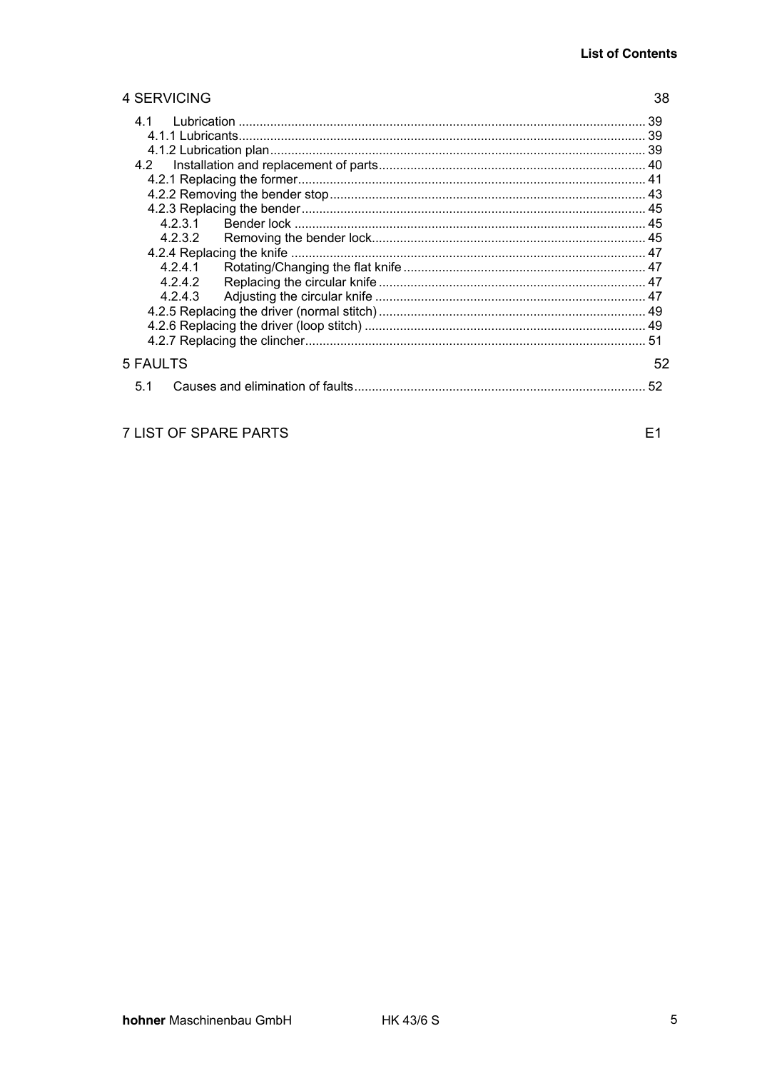4 SERVICING 38

4.1 Lubrication ... 39
4.1.1 Lubricants... 39
4.1.2 Lubrication plan... 39
4.2 Installation and replacement of parts... 40
4.2.1 Replacing the former... 41
4.2.2 Removing the bender stop... 43
4.2.3 Replacing the bender... 45
4.2.3.1 Bender lock ... 45
4.2.3.2 Removing the bender lock... 45
4.2.4 Replacing the knife ... 47
4.2.4.1 Rotating/Changing the flat knife ... 47
4.2.4.2 Replacing the circular knife ... 47
4.2.4.3 Adjusting the circular knife ... 47
4.2.5 Replacing the driver (normal stitch) ... 49
4.2.6 Replacing the driver (loop stitch) ... 49
4.2.7 Replacing the clincher... 51

5 FAULTS 52

5.1 Causes and elimination of faults... 52

7 LIST OF SPARE PARTS E1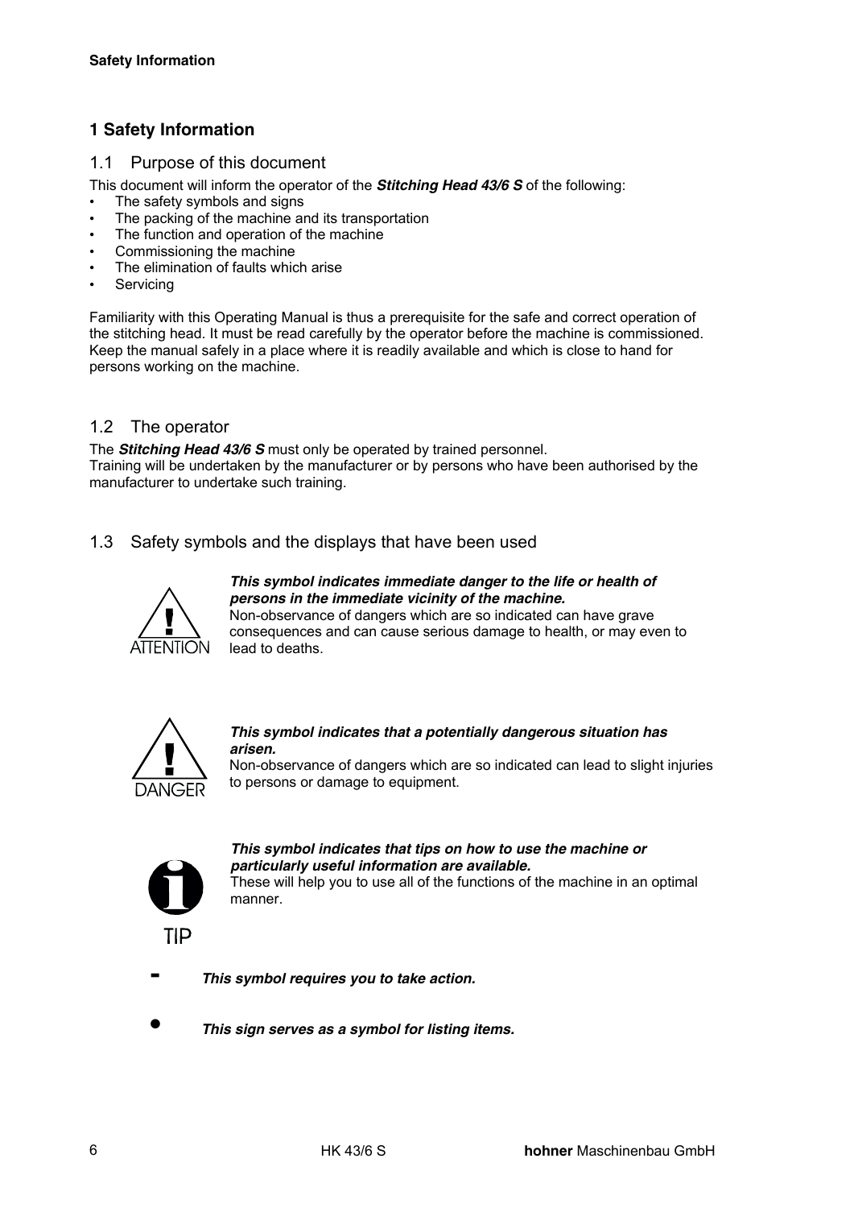# 1 Safety Information

## 1.1 Purpose of this document

This document will inform the operator of the ***Stitching Head 43/6 S*** of the following:

- The safety symbols and signs
- The packing of the machine and its transportation
- The function and operation of the machine
- Commissioning the machine
- The elimination of faults which arise
- Servicing

Familiarity with this Operating Manual is thus a prerequisite for the safe and correct operation of the stitching head. It must be read carefully by the operator before the machine is commissioned. Keep the manual safely in a place where it is readily available and which is close to hand for persons working on the machine.

## 1.2 The operator

The ***Stitching Head 43/6 S*** must only be operated by trained personnel.
Training will be undertaken by the manufacturer or by persons who have been authorised by the manufacturer to undertake such training.

## 1.3 Safety symbols and the displays that have been used

ATTENTION

***This symbol indicates immediate danger to the life or health of persons in the immediate vicinity of the machine.***
Non-observance of dangers which are so indicated can have grave consequences and can cause serious damage to health, or may even to lead to deaths.

DANGER

***This symbol indicates that a potentially dangerous situation has arisen.***
Non-observance of dangers which are so indicated can lead to slight injuries to persons or damage to equipment.

TIP

***This symbol indicates that tips on how to use the machine or particularly useful information are available.***
These will help you to use all of the functions of the machine in an optimal manner.

\- ***This symbol requires you to take action.***

• ***This sign serves as a symbol for listing items.***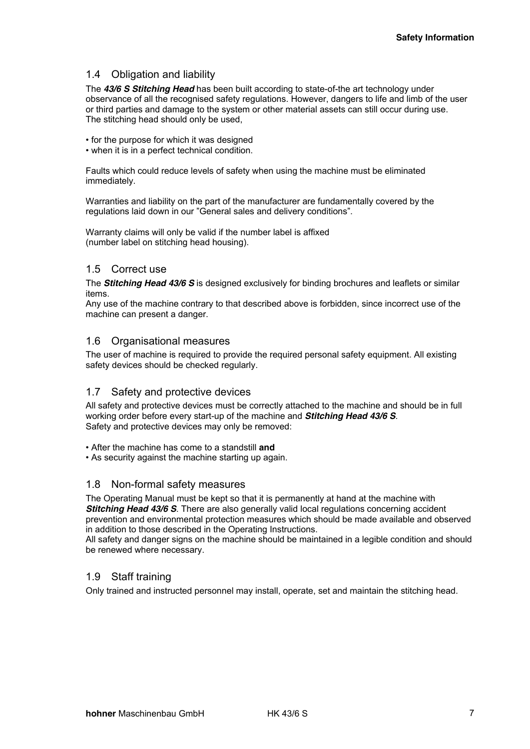## 1.4 Obligation and liability

The ***43/6 S Stitching Head*** has been built according to state-of-the art technology under observance of all the recognised safety regulations. However, dangers to life and limb of the user or third parties and damage to the system or other material assets can still occur during use. The stitching head should only be used,

- for the purpose for which it was designed
- when it is in a perfect technical condition.

Faults which could reduce levels of safety when using the machine must be eliminated immediately.

Warranties and liability on the part of the manufacturer are fundamentally covered by the regulations laid down in our "General sales and delivery conditions".

Warranty claims will only be valid if the number label is affixed (number label on stitching head housing).

## 1.5 Correct use

The ***Stitching Head 43/6 S*** is designed exclusively for binding brochures and leaflets or similar items.

Any use of the machine contrary to that described above is forbidden, since incorrect use of the machine can present a danger.

## 1.6 Organisational measures

The user of machine is required to provide the required personal safety equipment. All existing safety devices should be checked regularly.

## 1.7 Safety and protective devices

All safety and protective devices must be correctly attached to the machine and should be in full working order before every start-up of the machine and ***Stitching Head 43/6 S***.
Safety and protective devices may only be removed:

- After the machine has come to a standstill **and**
- As security against the machine starting up again.

## 1.8 Non-formal safety measures

The Operating Manual must be kept so that it is permanently at hand at the machine with ***Stitching Head 43/6 S***. There are also generally valid local regulations concerning accident prevention and environmental protection measures which should be made available and observed in addition to those described in the Operating Instructions.

All safety and danger signs on the machine should be maintained in a legible condition and should be renewed where necessary.

## 1.9 Staff training

Only trained and instructed personnel may install, operate, set and maintain the stitching head.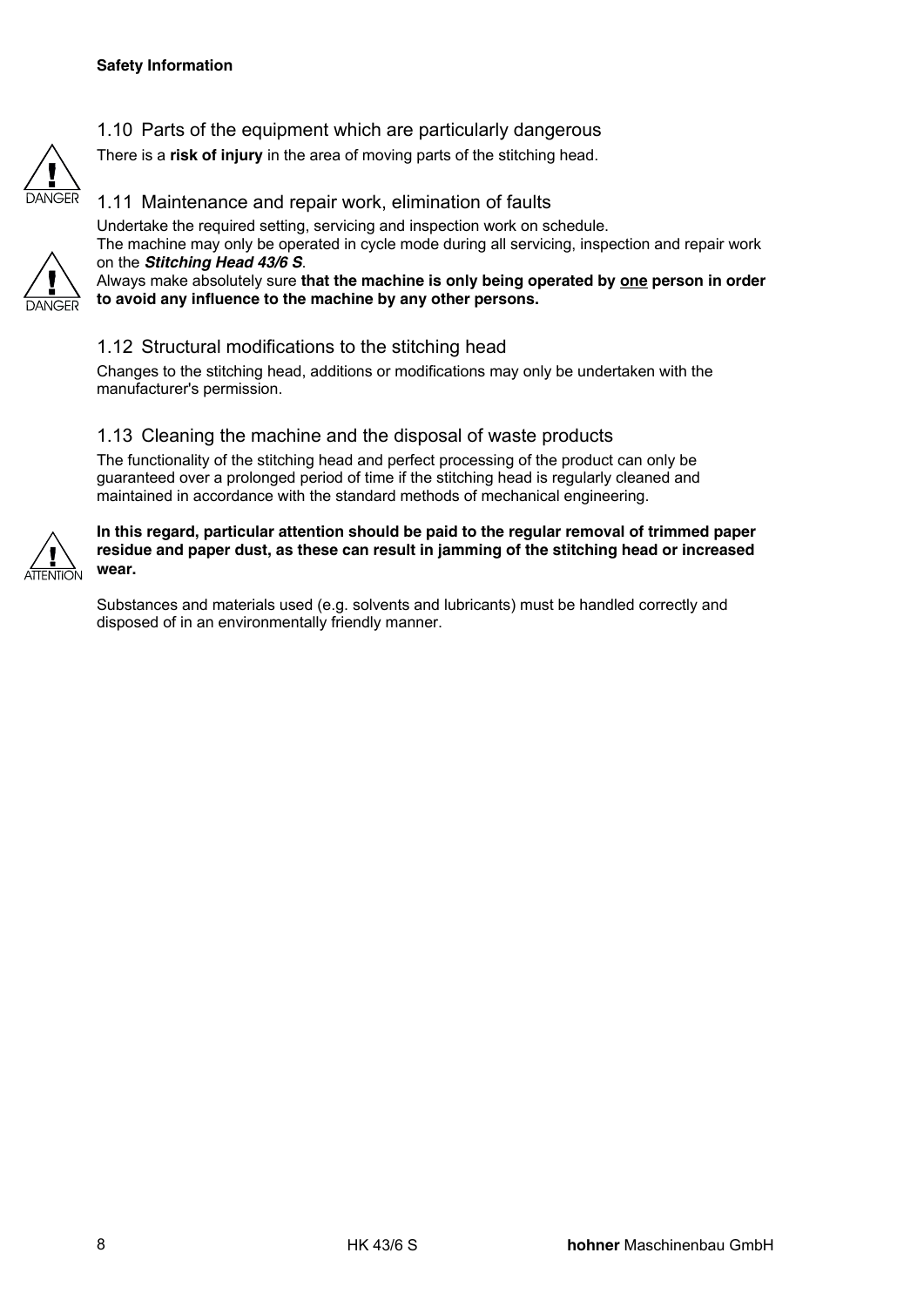## 1.10 Parts of the equipment which are particularly dangerous

There is a **risk of injury** in the area of moving parts of the stitching head.

## 1.11 Maintenance and repair work, elimination of faults

Undertake the required setting, servicing and inspection work on schedule.
The machine may only be operated in cycle mode during all servicing, inspection and repair work on the ***Stitching Head 43/6 S***.
Always make absolutely sure **that the machine is only being operated by <u>one</u> person in order to avoid any influence to the machine by any other persons.**

## 1.12 Structural modifications to the stitching head

Changes to the stitching head, additions or modifications may only be undertaken with the manufacturer's permission.

## 1.13 Cleaning the machine and the disposal of waste products

The functionality of the stitching head and perfect processing of the product can only be guaranteed over a prolonged period of time if the stitching head is regularly cleaned and maintained in accordance with the standard methods of mechanical engineering.

**In this regard, particular attention should be paid to the regular removal of trimmed paper residue and paper dust, as these can result in jamming of the stitching head or increased wear.**

Substances and materials used (e.g. solvents and lubricants) must be handled correctly and disposed of in an environmentally friendly manner.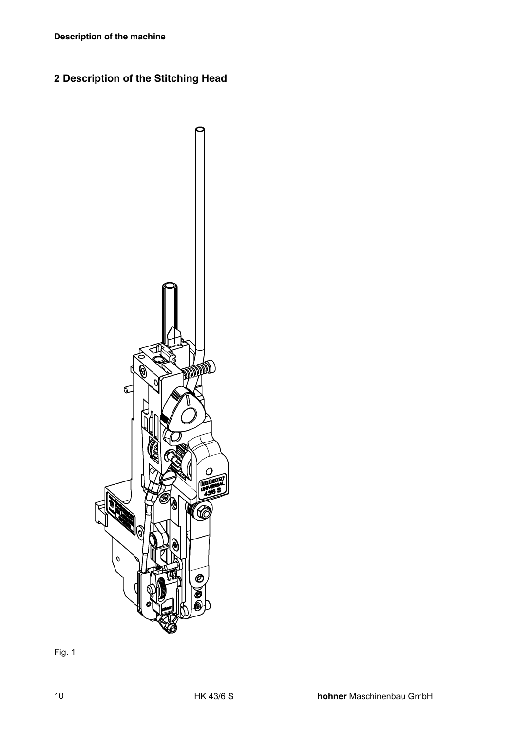## 2 Description of the Stitching Head

Fig. 1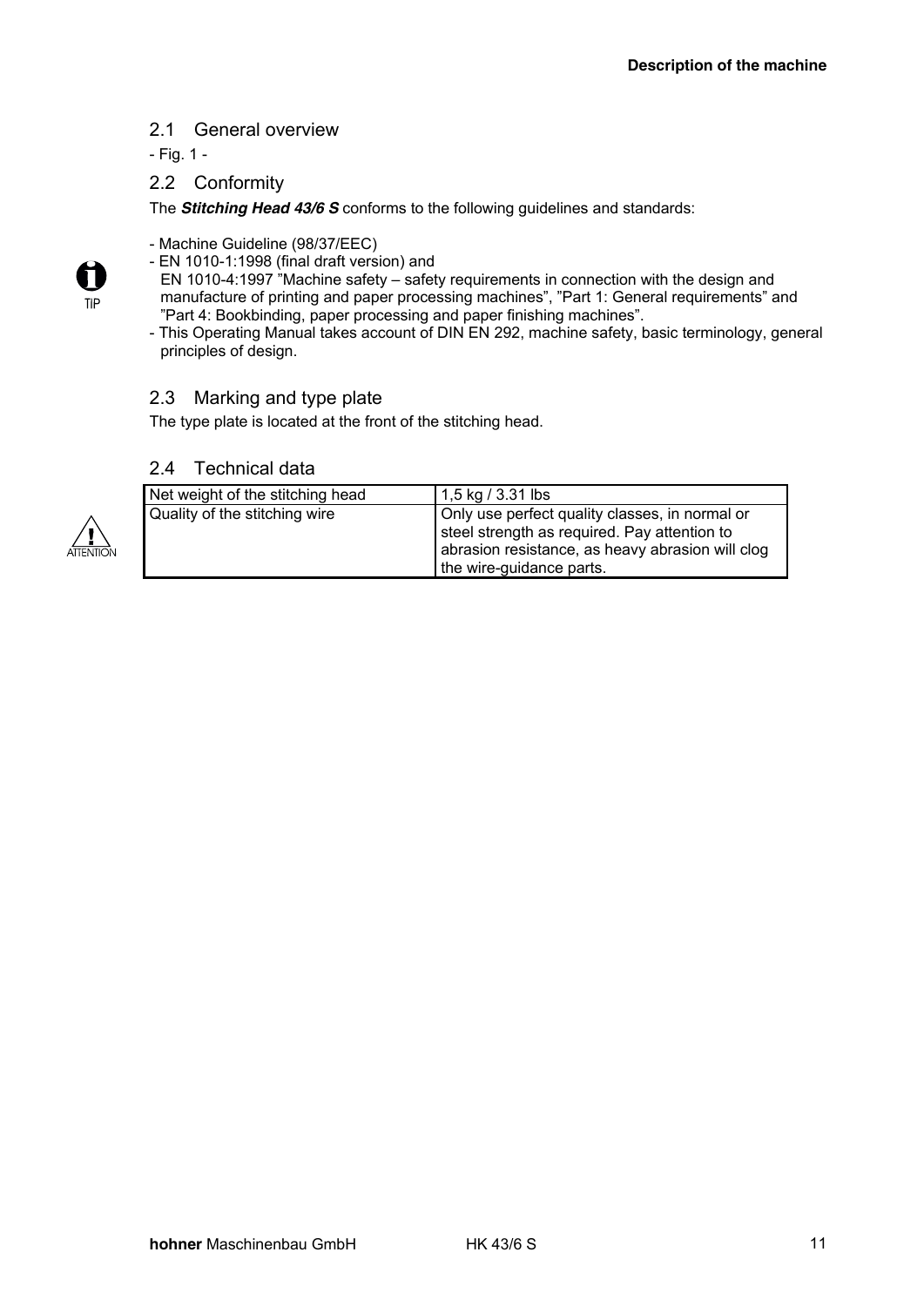## 2.1 General overview

- Fig. 1 -

## 2.2 Conformity

The ***Stitching Head 43/6 S*** conforms to the following guidelines and standards:

- Machine Guideline (98/37/EEC)
- EN 1010-1:1998 (final draft version) and
  EN 1010-4:1997 "Machine safety – safety requirements in connection with the design and manufacture of printing and paper processing machines", "Part 1: General requirements" and "Part 4: Bookbinding, paper processing and paper finishing machines".
- This Operating Manual takes account of DIN EN 292, machine safety, basic terminology, general principles of design.

TIP

## 2.3 Marking and type plate

The type plate is located at the front of the stitching head.

## 2.4 Technical data

ATTENTION

| Net weight of the stitching head | 1,5 kg / 3.31 lbs |
|---|---|
| Quality of the stitching wire | Only use perfect quality classes, in normal or steel strength as required. Pay attention to abrasion resistance, as heavy abrasion will clog the wire-guidance parts. |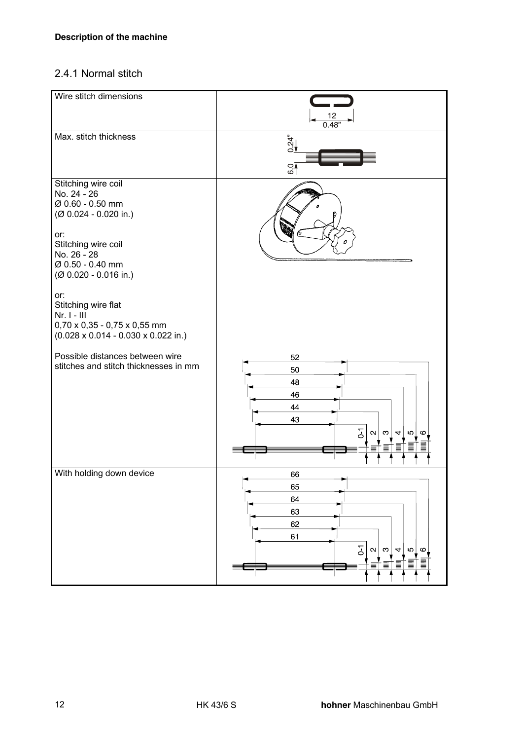**Description of the machine**

### 2.4.1 Normal stitch

| | |
|---|---|
| Wire stitch dimensions | 12<br>0.48" |
| Max. stitch thickness | 6.0<br>0.24" |
| Stitching wire coil<br>No. 24 - 26<br>Ø 0.60 - 0.50 mm<br>(Ø 0.024 - 0.020 in.)<br><br>or:<br>Stitching wire coil<br>No. 26 - 28<br>Ø 0.50 - 0.40 mm<br>(Ø 0.020 - 0.016 in.)<br><br>or:<br>Stitching wire flat<br>Nr. I - III<br>0,70 x 0,35 - 0,75 x 0,55 mm<br>(0.028 x 0.014 - 0.030 x 0.022 in.) | |
| Possible distances between wire stitches and stitch thicknesses in mm | 52, 50, 48, 46, 44, 43<br>0-1, 2, 3, 4, 5, 6 |
| With holding down device | 66, 65, 64, 63, 62, 61<br>0-1, 2, 3, 4, 5, 6 |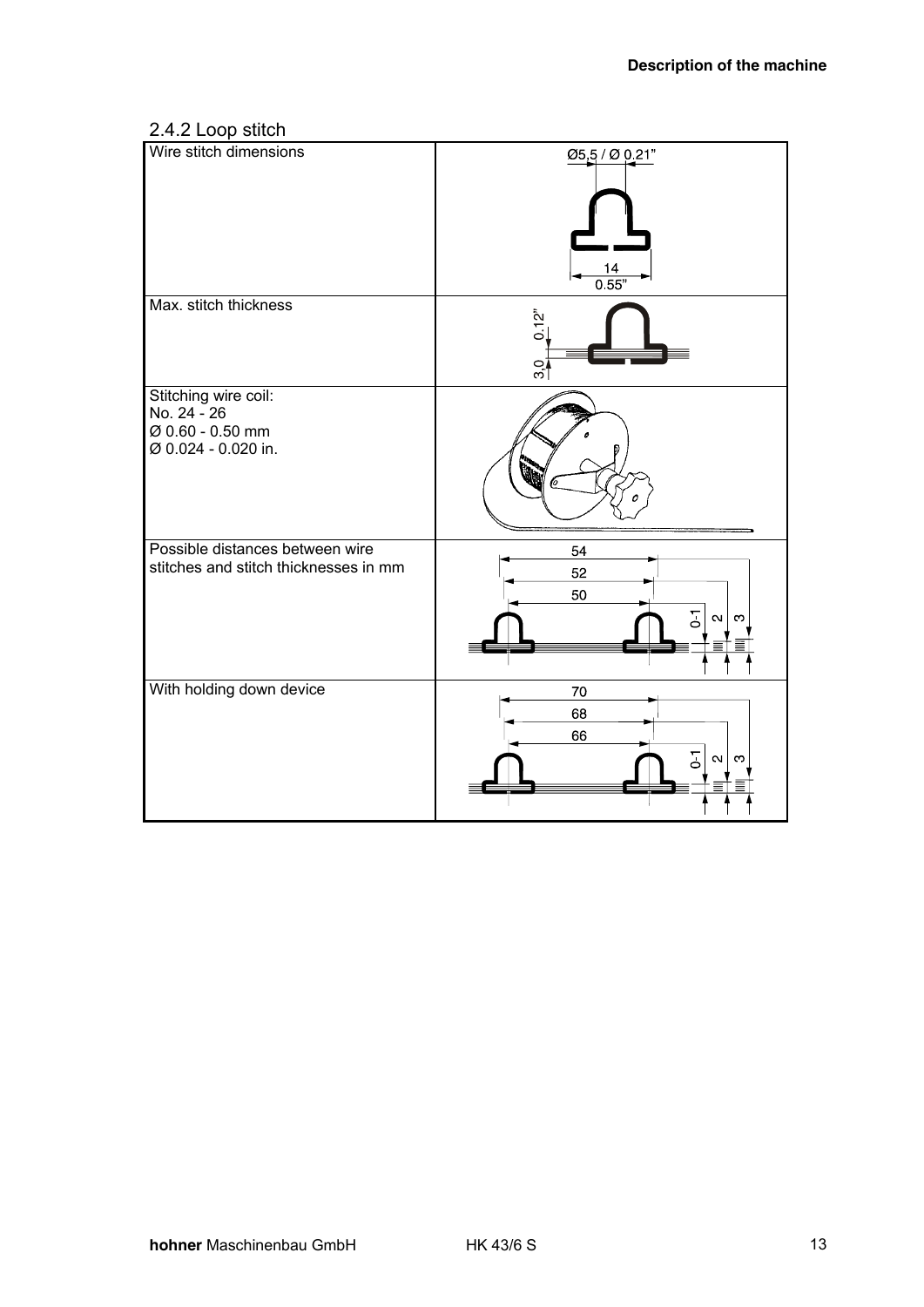### 2.4.2 Loop stitch

| | |
|---|---|
| Wire stitch dimensions | Ø5,5 / Ø 0.21"<br>14<br>0.55" |
| Max. stitch thickness | 3,0<br>0.12" |
| Stitching wire coil:<br>No. 24 - 26<br>Ø 0.60 - 0.50 mm<br>Ø 0.024 - 0.020 in. | |
| Possible distances between wire stitches and stitch thicknesses in mm | 54<br>52<br>50<br>0-1 2 3 |
| With holding down device | 70<br>68<br>66<br>0-1 2 3 |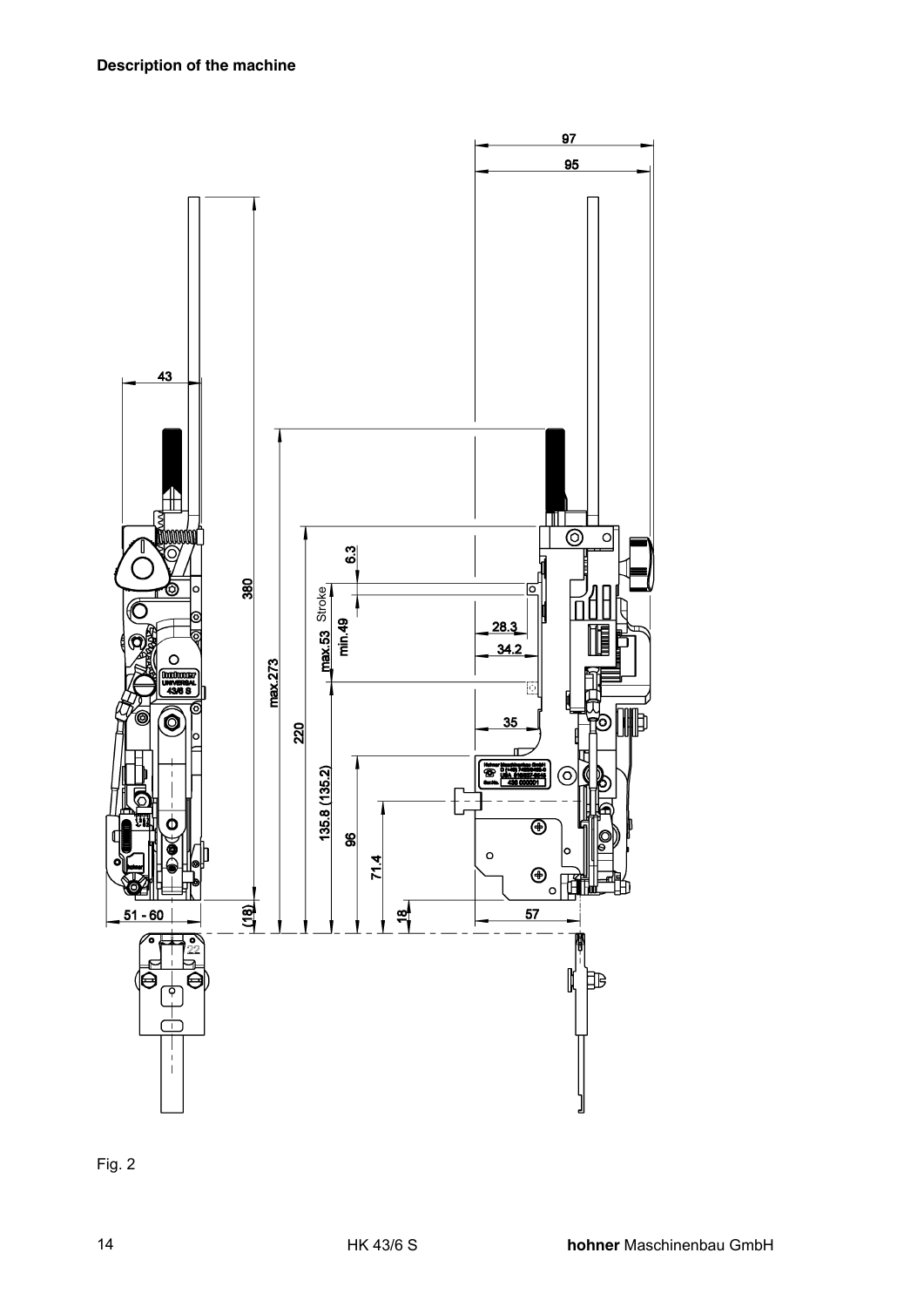**Description of the machine**

Fig. 2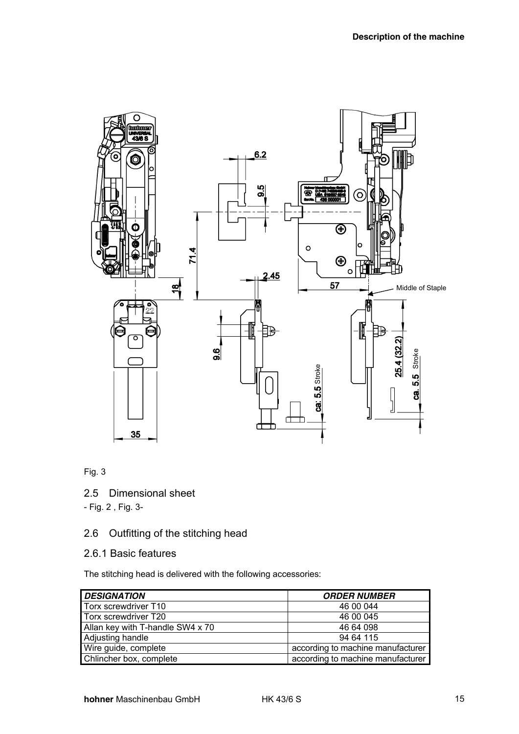Fig. 3

## 2.5 Dimensional sheet

- Fig. 2 , Fig. 3-

## 2.6 Outfitting of the stitching head

### 2.6.1 Basic features

The stitching head is delivered with the following accessories:

| ***DESIGNATION*** | ***ORDER NUMBER*** |
|---|---|
| Torx screwdriver T10 | 46 00 044 |
| Torx screwdriver T20 | 46 00 045 |
| Allan key with T-handle SW4 x 70 | 46 64 098 |
| Adjusting handle | 94 64 115 |
| Wire guide, complete | according to machine manufacturer |
| Chlincher box, complete | according to machine manufacturer |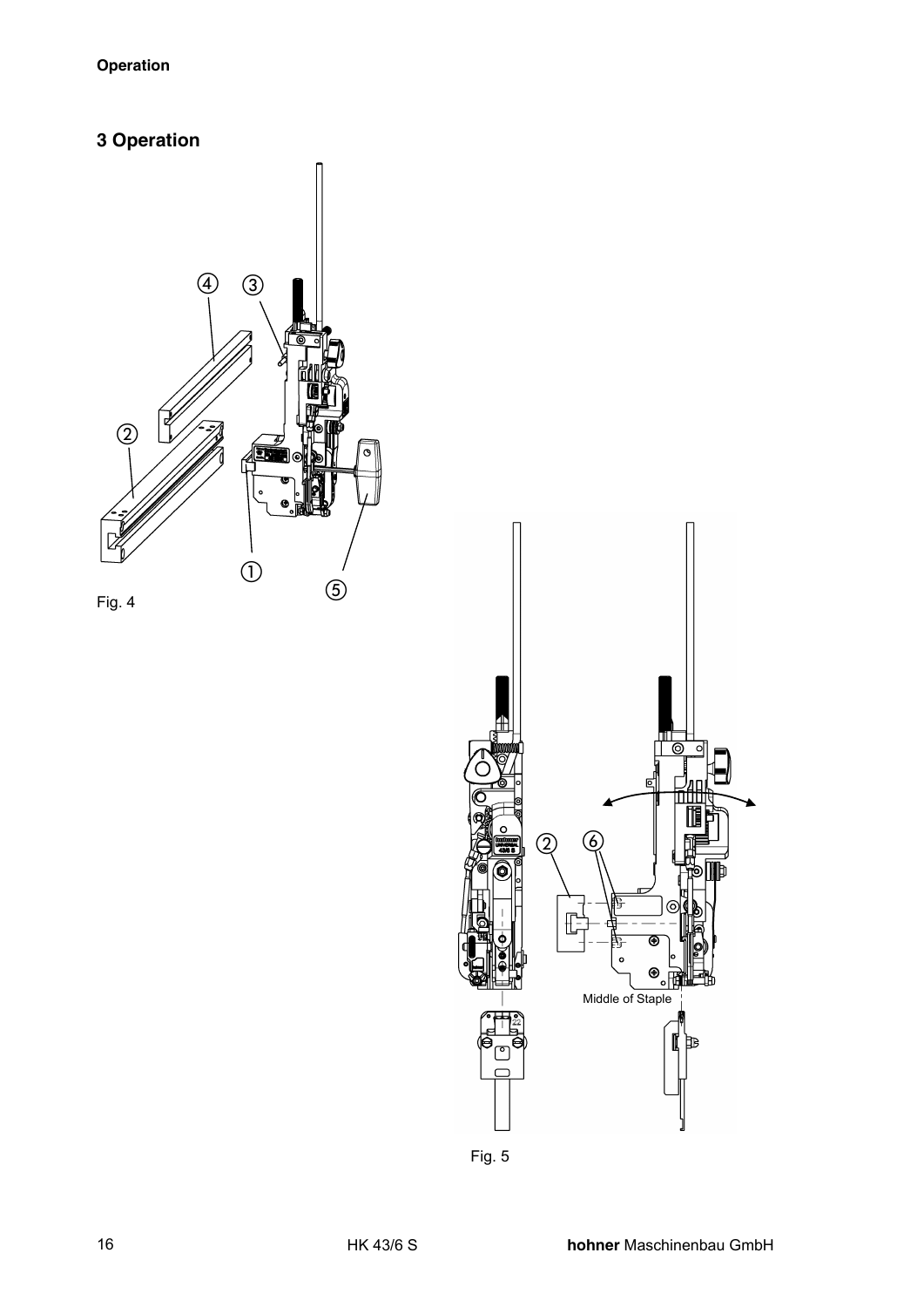# 3 Operation

Fig. 4

Middle of Staple

Fig. 5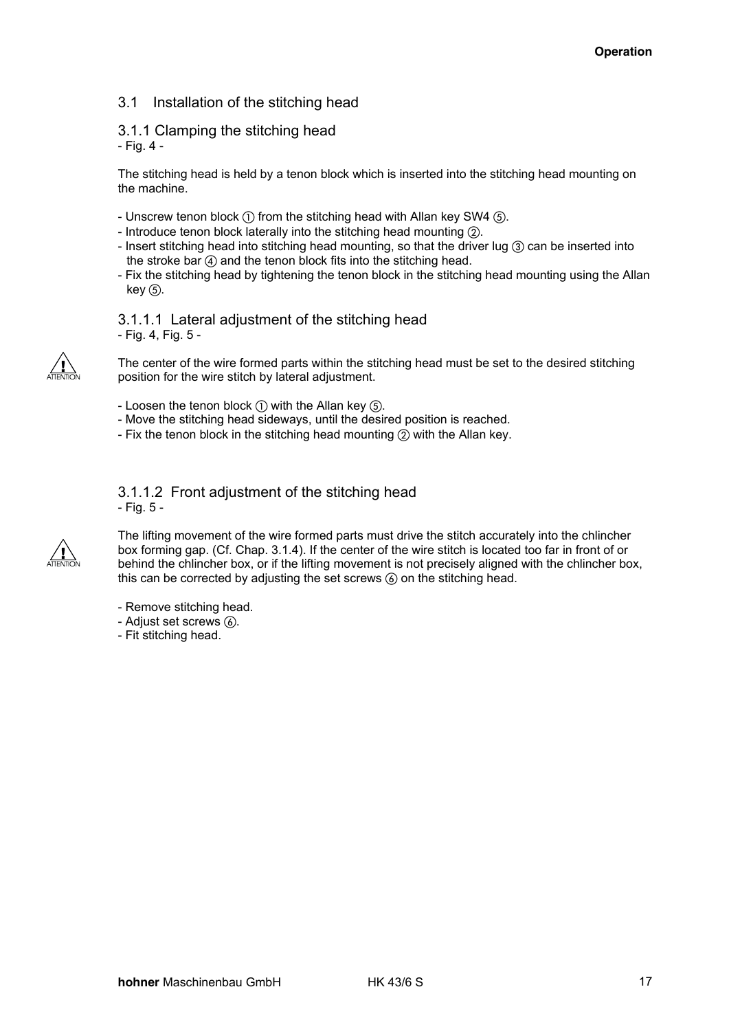## 3.1 Installation of the stitching head

### 3.1.1 Clamping the stitching head

- Fig. 4 -

The stitching head is held by a tenon block which is inserted into the stitching head mounting on the machine.

- Unscrew tenon block ① from the stitching head with Allan key SW4 ⑤.
- Introduce tenon block laterally into the stitching head mounting ②.
- Insert stitching head into stitching head mounting, so that the driver lug ③ can be inserted into the stroke bar ④ and the tenon block fits into the stitching head.
- Fix the stitching head by tightening the tenon block in the stitching head mounting using the Allan key ⑤.

#### 3.1.1.1 Lateral adjustment of the stitching head

- Fig. 4, Fig. 5 -

ATTENTION

The center of the wire formed parts within the stitching head must be set to the desired stitching position for the wire stitch by lateral adjustment.

- Loosen the tenon block ① with the Allan key ⑤.
- Move the stitching head sideways, until the desired position is reached.
- Fix the tenon block in the stitching head mounting ② with the Allan key.

#### 3.1.1.2 Front adjustment of the stitching head

- Fig. 5 -

ATTENTION

The lifting movement of the wire formed parts must drive the stitch accurately into the chlincher box forming gap. (Cf. Chap. 3.1.4). If the center of the wire stitch is located too far in front of or behind the chlincher box, or if the lifting movement is not precisely aligned with the chlincher box, this can be corrected by adjusting the set screws ⑥ on the stitching head.

- Remove stitching head.
- Adjust set screws ⑥.
- Fit stitching head.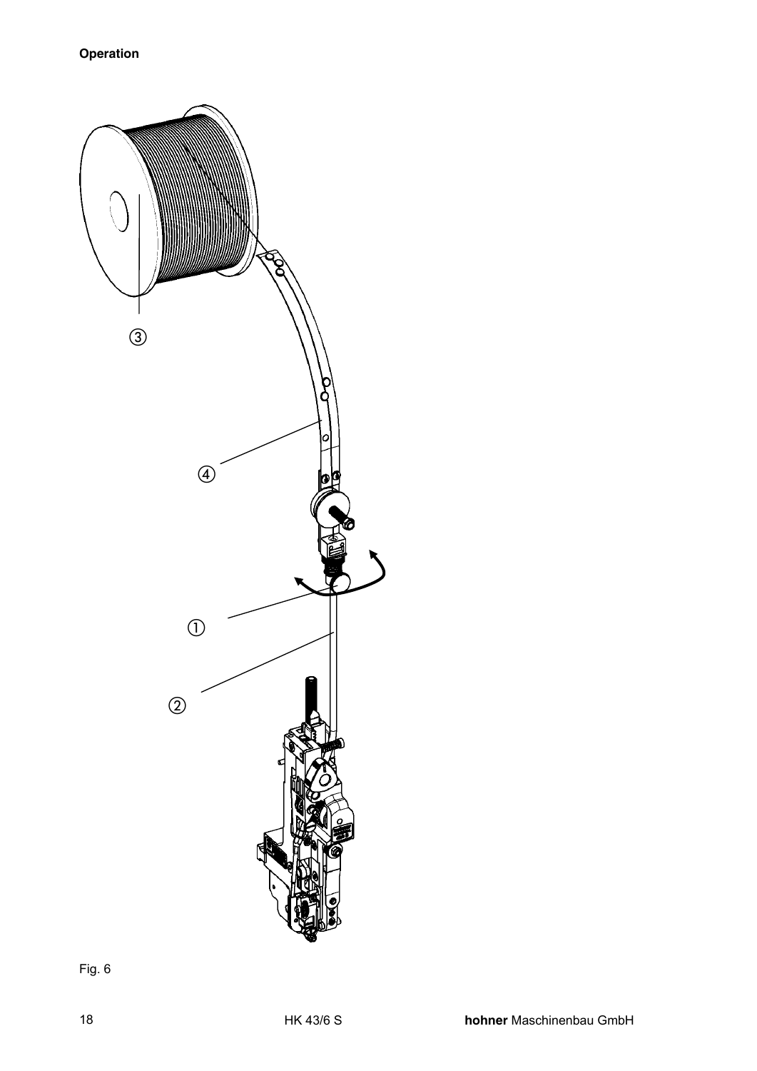Fig. 6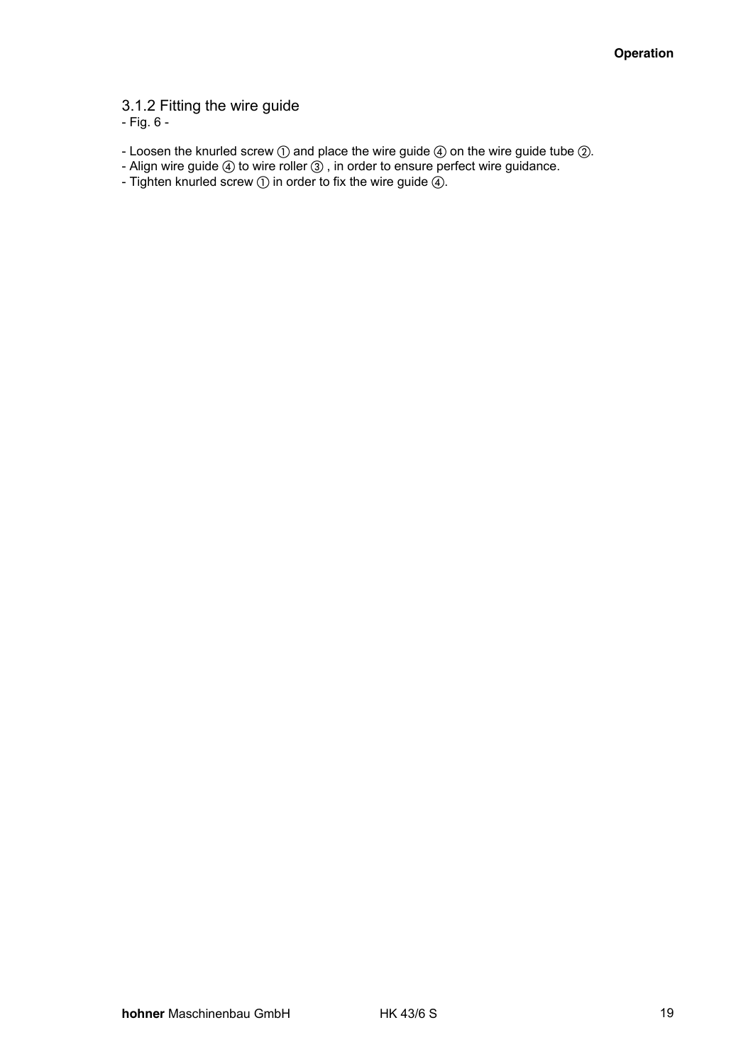### 3.1.2 Fitting the wire guide

- Fig. 6 -

- Loosen the knurled screw ① and place the wire guide ④ on the wire guide tube ②.
- Align wire guide ④ to wire roller ③ , in order to ensure perfect wire guidance.
- Tighten knurled screw ① in order to fix the wire guide ④.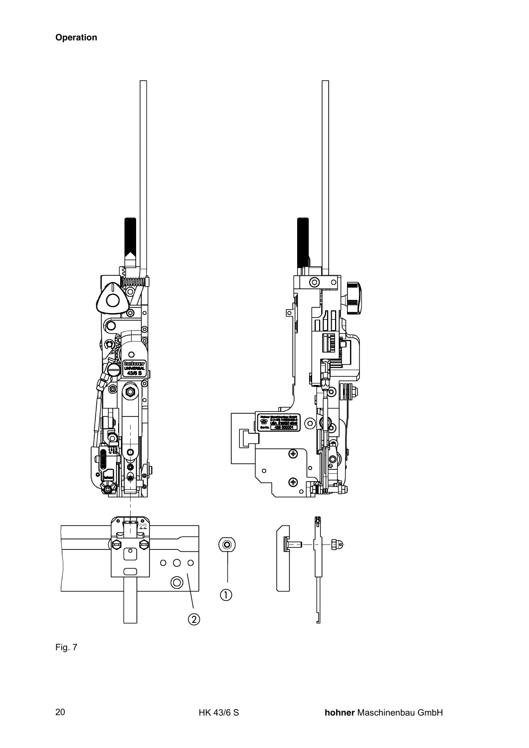Fig. 7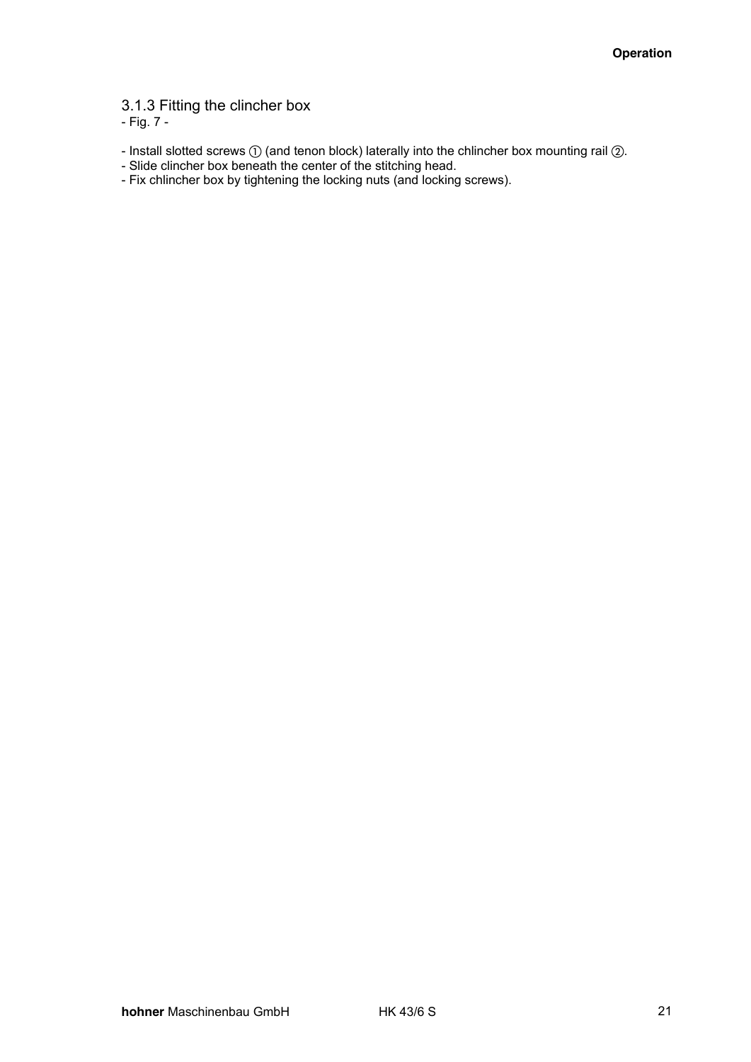### 3.1.3 Fitting the clincher box

- Fig. 7 -

- Install slotted screws ① (and tenon block) laterally into the chlincher box mounting rail ②.
- Slide clincher box beneath the center of the stitching head.
- Fix chlincher box by tightening the locking nuts (and locking screws).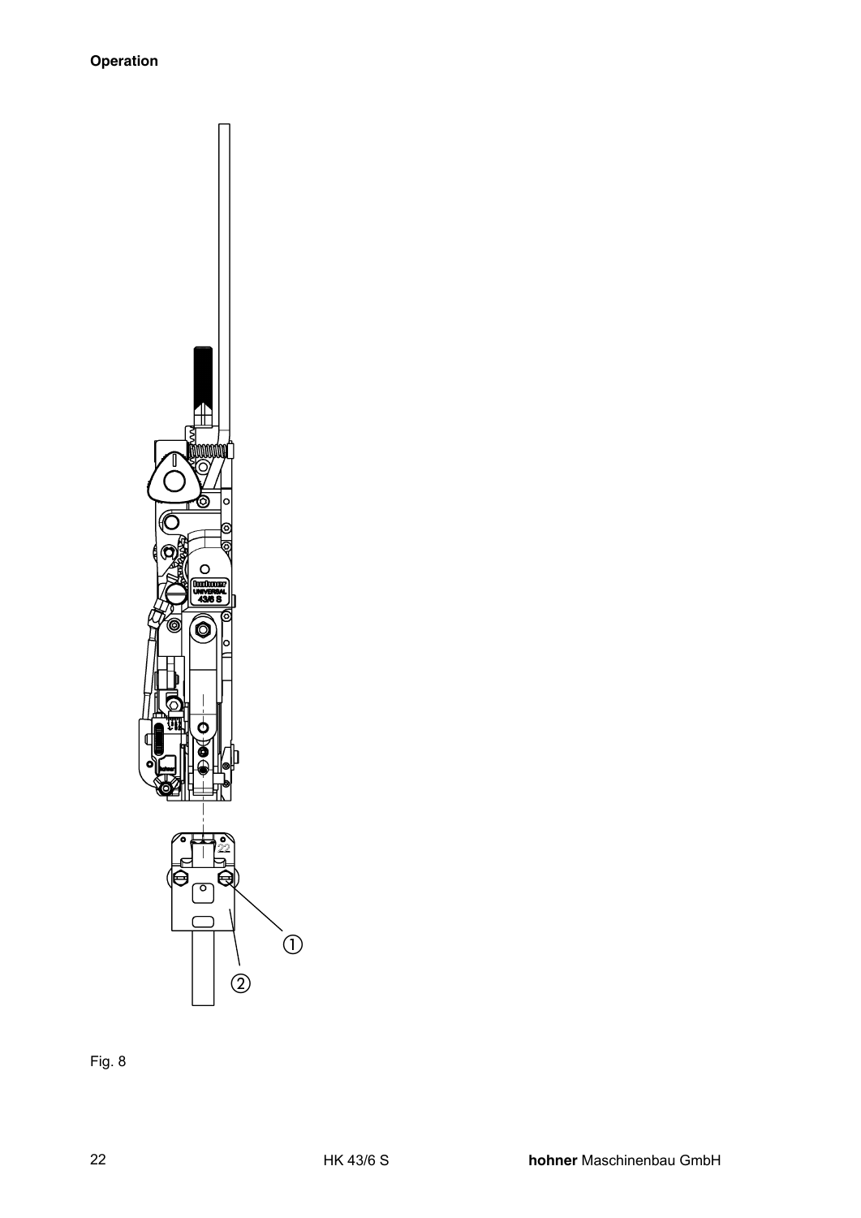Fig. 8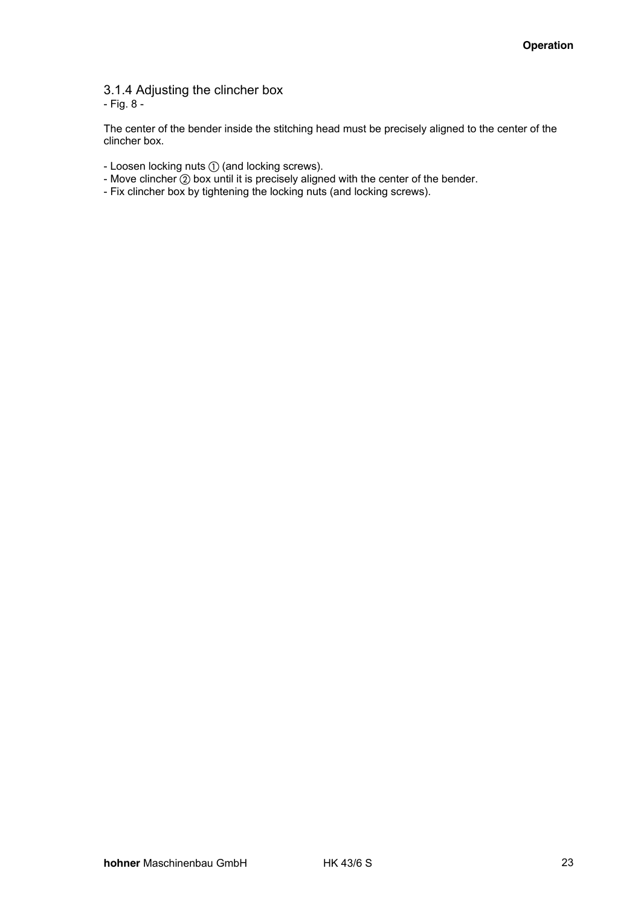### 3.1.4 Adjusting the clincher box

- Fig. 8 -

The center of the bender inside the stitching head must be precisely aligned to the center of the clincher box.

- Loosen locking nuts ① (and locking screws).
- Move clincher ② box until it is precisely aligned with the center of the bender.
- Fix clincher box by tightening the locking nuts (and locking screws).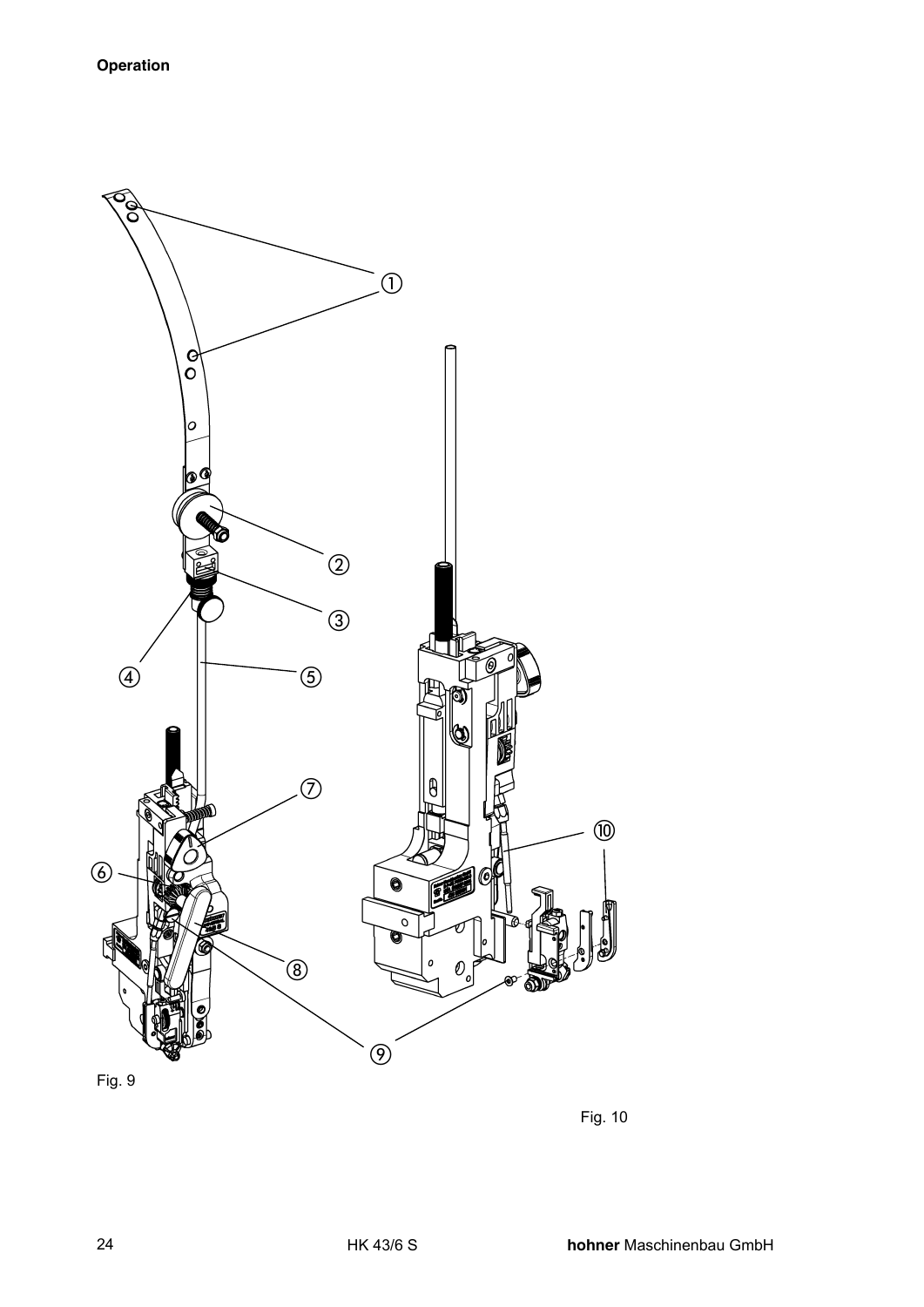**Operation**

Fig. 9

Fig. 10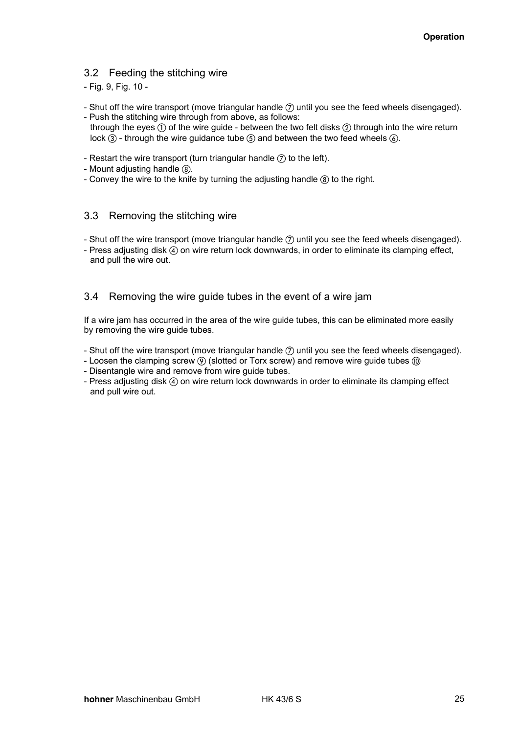## 3.2 Feeding the stitching wire

- Fig. 9, Fig. 10 -

- Shut off the wire transport (move triangular handle ⑦ until you see the feed wheels disengaged).
- Push the stitching wire through from above, as follows:
  through the eyes ① of the wire guide - between the two felt disks ② through into the wire return lock ③ - through the wire guidance tube ⑤ and between the two feed wheels ⑥.

- Restart the wire transport (turn triangular handle ⑦ to the left).
- Mount adjusting handle ⑧.
- Convey the wire to the knife by turning the adjusting handle ⑧ to the right.

## 3.3 Removing the stitching wire

- Shut off the wire transport (move triangular handle ⑦ until you see the feed wheels disengaged).
- Press adjusting disk ④ on wire return lock downwards, in order to eliminate its clamping effect, and pull the wire out.

## 3.4 Removing the wire guide tubes in the event of a wire jam

If a wire jam has occurred in the area of the wire guide tubes, this can be eliminated more easily by removing the wire guide tubes.

- Shut off the wire transport (move triangular handle ⑦ until you see the feed wheels disengaged).
- Loosen the clamping screw ⑨ (slotted or Torx screw) and remove wire guide tubes ⑩
- Disentangle wire and remove from wire guide tubes.
- Press adjusting disk ④ on wire return lock downwards in order to eliminate its clamping effect and pull wire out.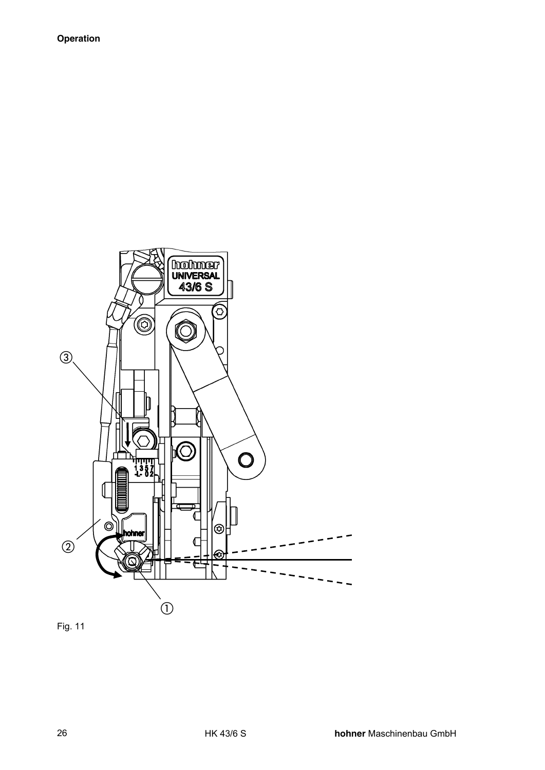Fig. 11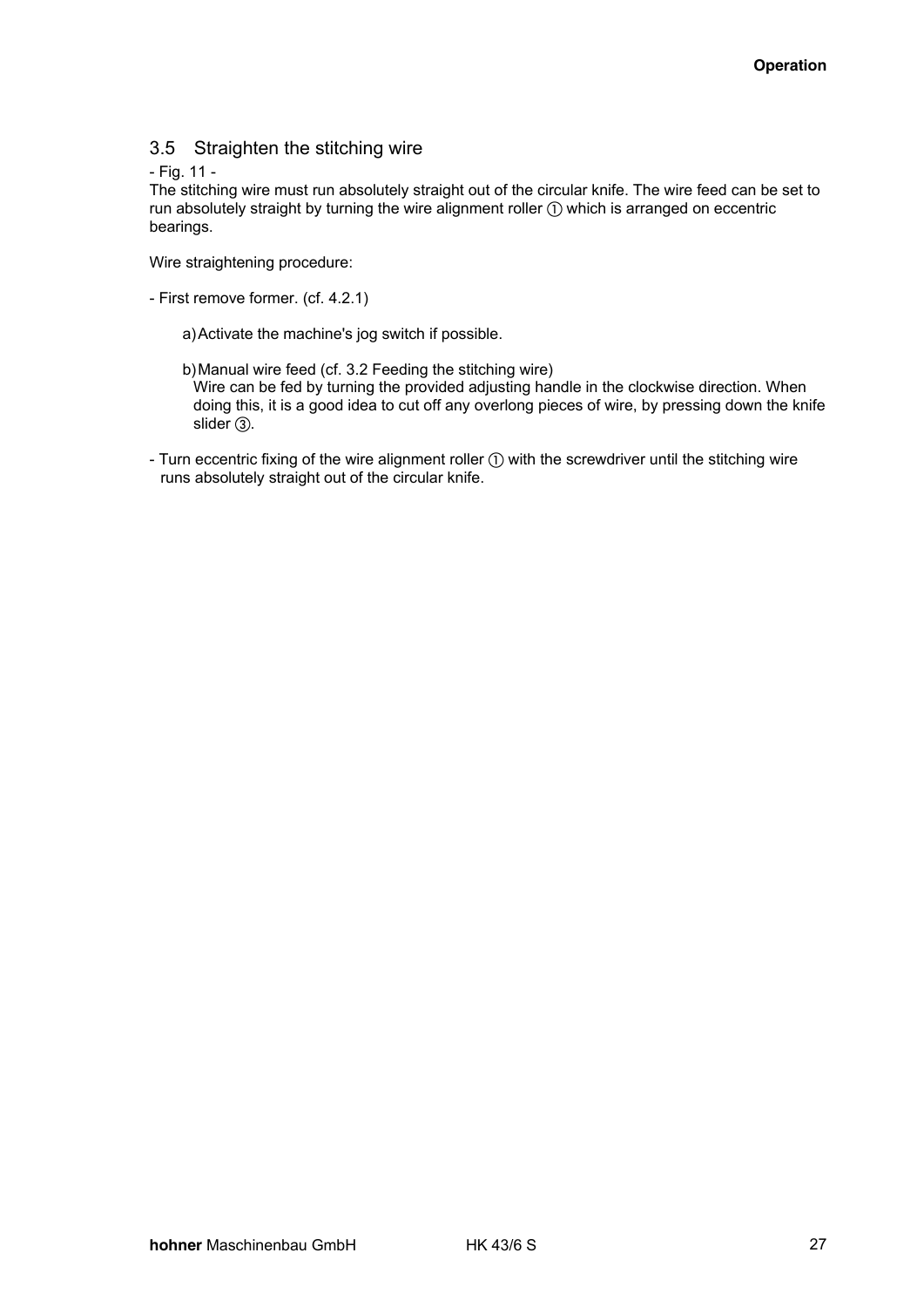## 3.5 Straighten the stitching wire

- Fig. 11 -

The stitching wire must run absolutely straight out of the circular knife. The wire feed can be set to run absolutely straight by turning the wire alignment roller ① which is arranged on eccentric bearings.

Wire straightening procedure:

- First remove former. (cf. 4.2.1)

  a) Activate the machine's jog switch if possible.

  b) Manual wire feed (cf. 3.2 Feeding the stitching wire)
  Wire can be fed by turning the provided adjusting handle in the clockwise direction. When doing this, it is a good idea to cut off any overlong pieces of wire, by pressing down the knife slider ③.

- Turn eccentric fixing of the wire alignment roller ① with the screwdriver until the stitching wire runs absolutely straight out of the circular knife.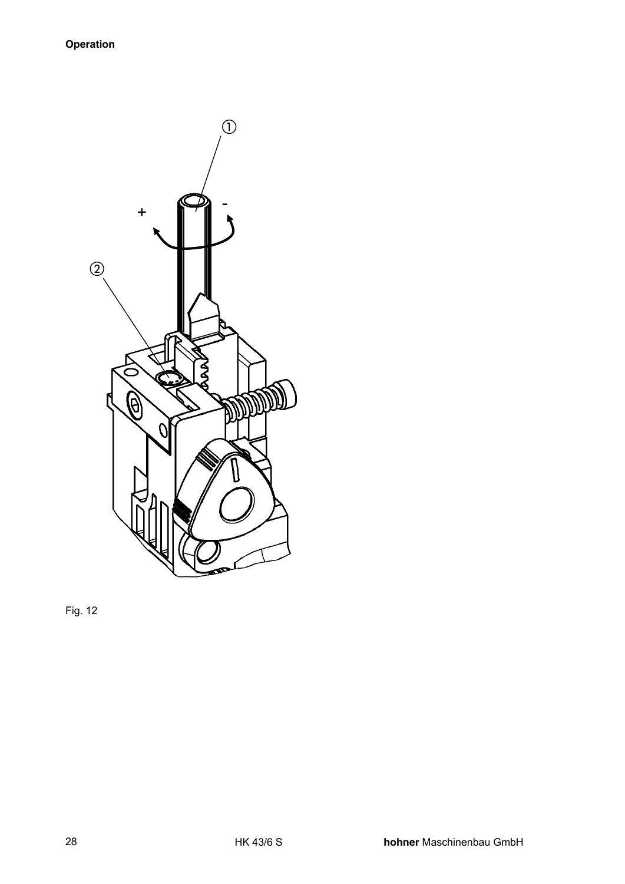Fig. 12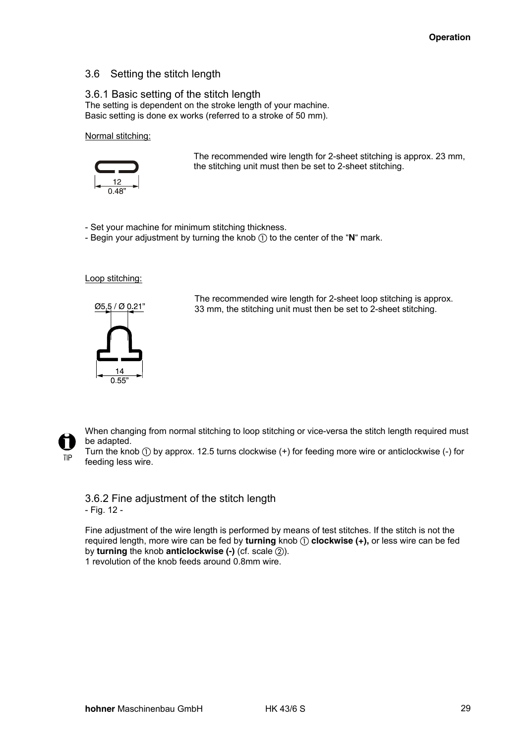## 3.6 Setting the stitch length

### 3.6.1 Basic setting of the stitch length

The setting is dependent on the stroke length of your machine.
Basic setting is done ex works (referred to a stroke of 50 mm).

Normal stitching:

12
0.48”

The recommended wire length for 2-sheet stitching is approx. 23 mm, the stitching unit must then be set to 2-sheet stitching.

- Set your machine for minimum stitching thickness.
- Begin your adjustment by turning the knob ① to the center of the “**N**“ mark.

Loop stitching:

Ø5,5 / Ø 0,21”

14
0.55”

The recommended wire length for 2-sheet loop stitching is approx. 33 mm, the stitching unit must then be set to 2-sheet stitching.

TIP

When changing from normal stitching to loop stitching or vice-versa the stitch length required must be adapted.
Turn the knob ① by approx. 12.5 turns clockwise (+) for feeding more wire or anticlockwise (-) for feeding less wire.

### 3.6.2 Fine adjustment of the stitch length

- Fig. 12 -

Fine adjustment of the wire length is performed by means of test stitches. If the stitch is not the required length, more wire can be fed by **turning** knob ① **clockwise (+),** or less wire can be fed by **turning** the knob **anticlockwise (-)** (cf. scale ②).
1 revolution of the knob feeds around 0.8mm wire.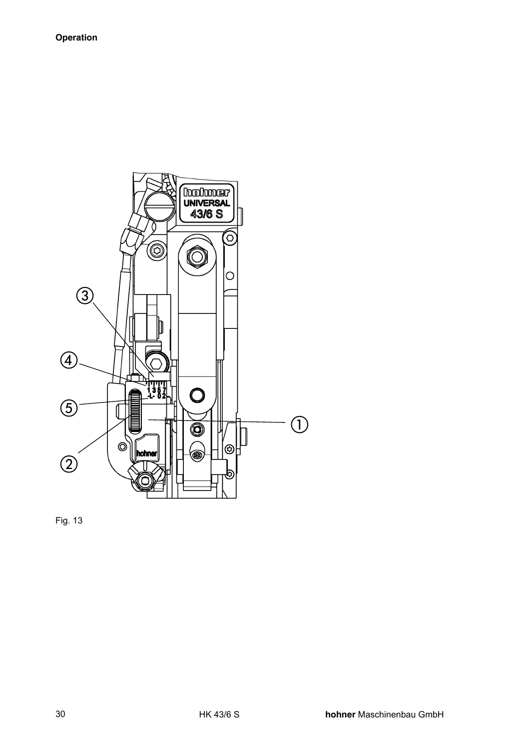Fig. 13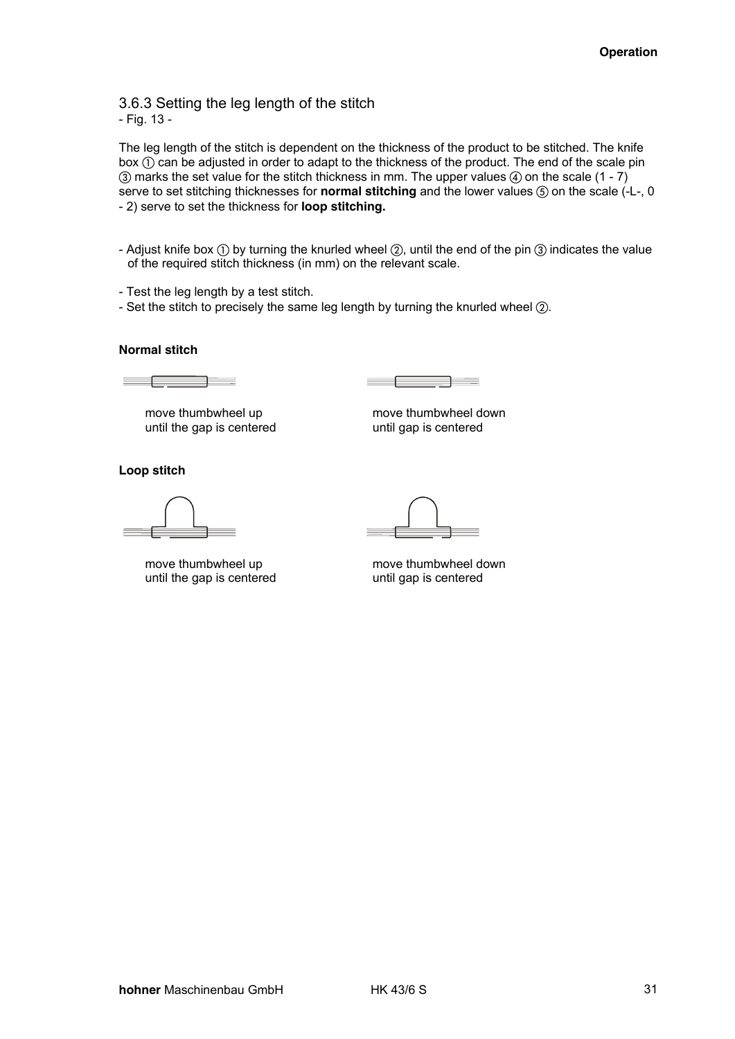### 3.6.3 Setting the leg length of the stitch

- Fig. 13 -

The leg length of the stitch is dependent on the thickness of the product to be stitched. The knife box ① can be adjusted in order to adapt to the thickness of the product. The end of the scale pin ③ marks the set value for the stitch thickness in mm. The upper values ④ on the scale (1 - 7) serve to set stitching thicknesses for **normal stitching** and the lower values ⑤ on the scale (-L-, 0 - 2) serve to set the thickness for **loop stitching.**

- Adjust knife box ① by turning the knurled wheel ②, until the end of the pin ③ indicates the value of the required stitch thickness (in mm) on the relevant scale.

- Test the leg length by a test stitch.
- Set the stitch to precisely the same leg length by turning the knurled wheel ②.

**Normal stitch**

move thumbwheel up until the gap is centered

move thumbwheel down until gap is centered

**Loop stitch**

move thumbwheel up until the gap is centered

move thumbwheel down until gap is centered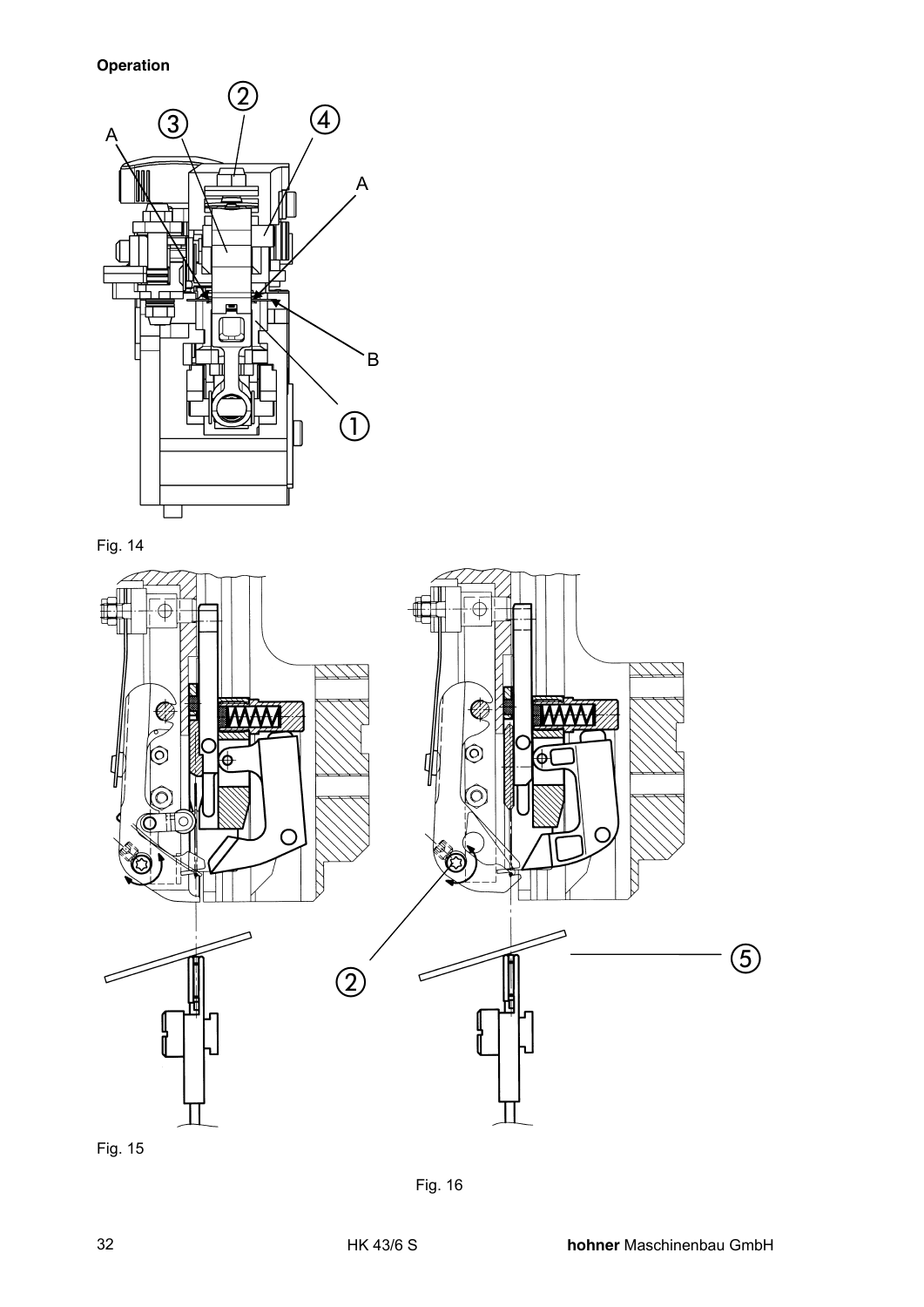**Operation**

Fig. 14

Fig. 15

Fig. 16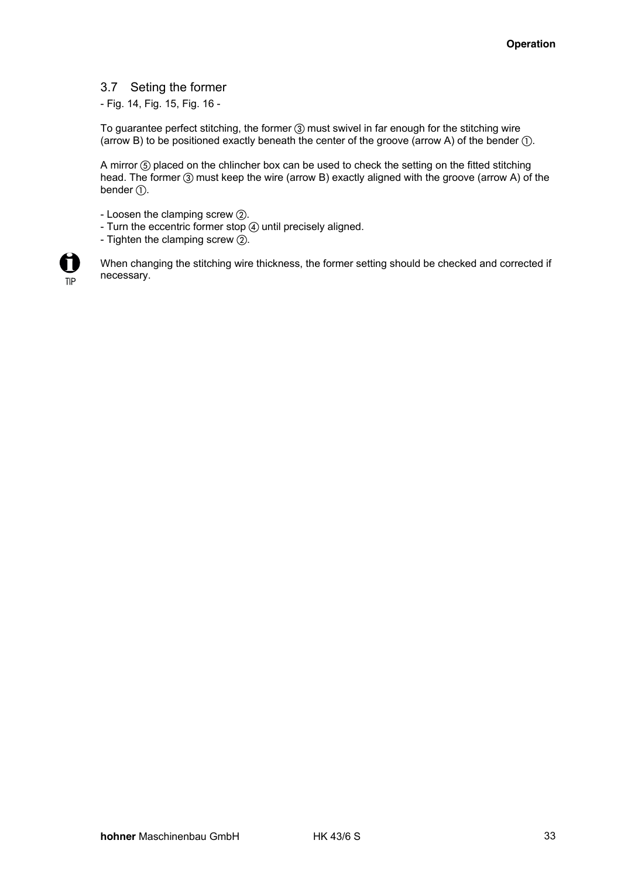## 3.7 Seting the former

- Fig. 14, Fig. 15, Fig. 16 -

To guarantee perfect stitching, the former ③ must swivel in far enough for the stitching wire (arrow B) to be positioned exactly beneath the center of the groove (arrow A) of the bender ①.

A mirror ⑤ placed on the chlincher box can be used to check the setting on the fitted stitching head. The former ③ must keep the wire (arrow B) exactly aligned with the groove (arrow A) of the bender ①.

- Loosen the clamping screw ②.
- Turn the eccentric former stop ④ until precisely aligned.
- Tighten the clamping screw ②.

TIP

When changing the stitching wire thickness, the former setting should be checked and corrected if necessary.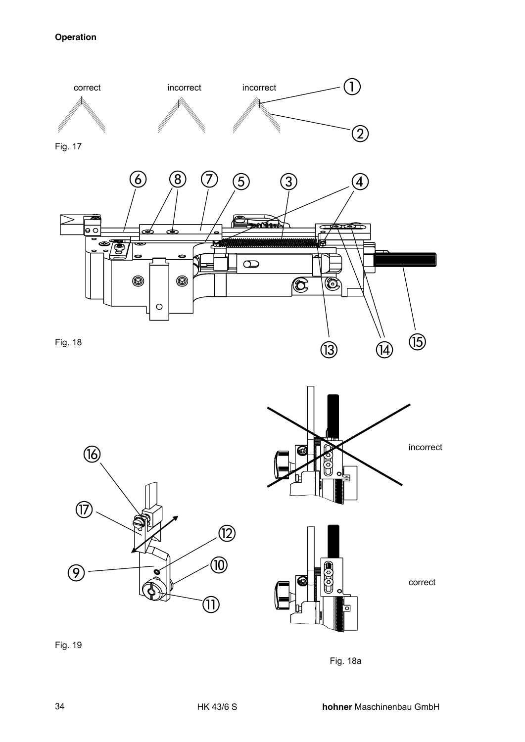**Operation**

correct incorrect incorrect

Fig. 17

Fig. 18

incorrect

correct

Fig. 19

Fig. 18a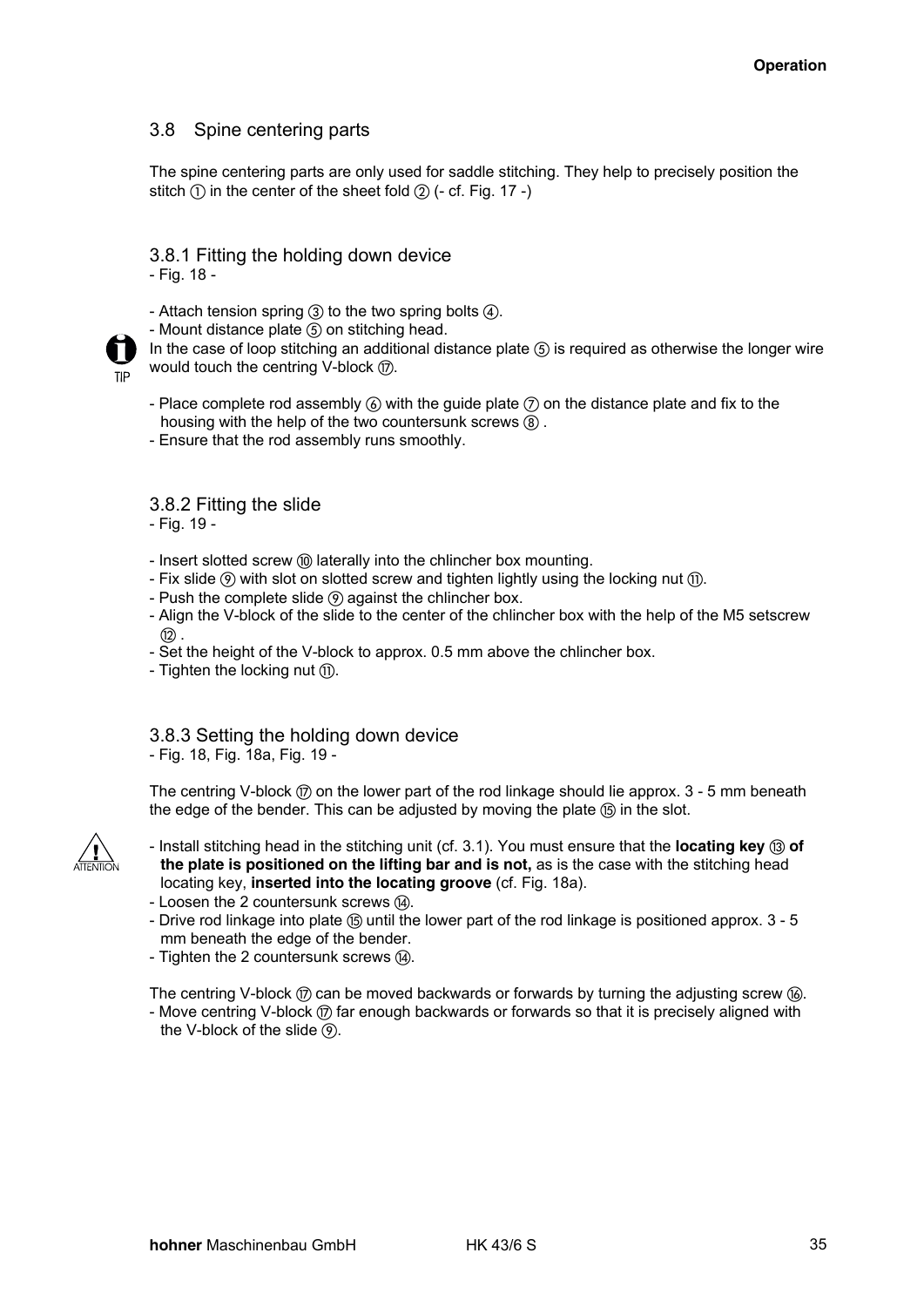## 3.8 Spine centering parts

The spine centering parts are only used for saddle stitching. They help to precisely position the stitch ① in the center of the sheet fold ② (- cf. Fig. 17 -)

### 3.8.1 Fitting the holding down device

- Fig. 18 -

- Attach tension spring ③ to the two spring bolts ④.
- Mount distance plate ⑤ on stitching head.

TIP: In the case of loop stitching an additional distance plate ⑤ is required as otherwise the longer wire would touch the centring V-block ⑰.

- Place complete rod assembly ⑥ with the guide plate ⑦ on the distance plate and fix to the housing with the help of the two countersunk screws ⑧ .
- Ensure that the rod assembly runs smoothly.

### 3.8.2 Fitting the slide

- Fig. 19 -

- Insert slotted screw ⑩ laterally into the chlincher box mounting.
- Fix slide ⑨ with slot on slotted screw and tighten lightly using the locking nut ⑪.
- Push the complete slide ⑨ against the chlincher box.
- Align the V-block of the slide to the center of the chlincher box with the help of the M5 setscrew ⑫ .
- Set the height of the V-block to approx. 0.5 mm above the chlincher box.
- Tighten the locking nut ⑪.

### 3.8.3 Setting the holding down device

- Fig. 18, Fig. 18a, Fig. 19 -

The centring V-block ⑰ on the lower part of the rod linkage should lie approx. 3 - 5 mm beneath the edge of the bender. This can be adjusted by moving the plate ⑮ in the slot.

ATTENTION:

- Install stitching head in the stitching unit (cf. 3.1). You must ensure that the **locating key ⑬ of the plate is positioned on the lifting bar and is not,** as is the case with the stitching head locating key, **inserted into the locating groove** (cf. Fig. 18a).
- Loosen the 2 countersunk screws ⑭.
- Drive rod linkage into plate ⑮ until the lower part of the rod linkage is positioned approx. 3 - 5 mm beneath the edge of the bender.
- Tighten the 2 countersunk screws ⑭.

The centring V-block ⑰ can be moved backwards or forwards by turning the adjusting screw ⑯.

- Move centring V-block ⑰ far enough backwards or forwards so that it is precisely aligned with the V-block of the slide ⑨.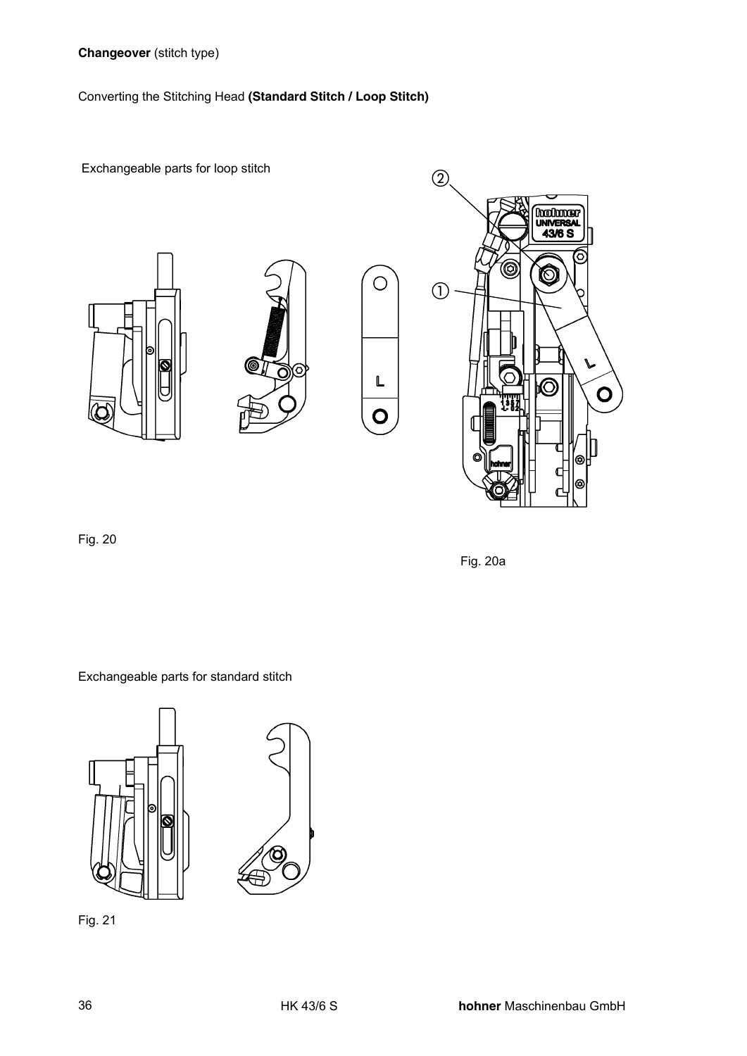**Changeover** (stitch type)

Converting the Stitching Head **(Standard Stitch / Loop Stitch)**

Exchangeable parts for loop stitch

Fig. 20

Fig. 20a

Exchangeable parts for standard stitch

Fig. 21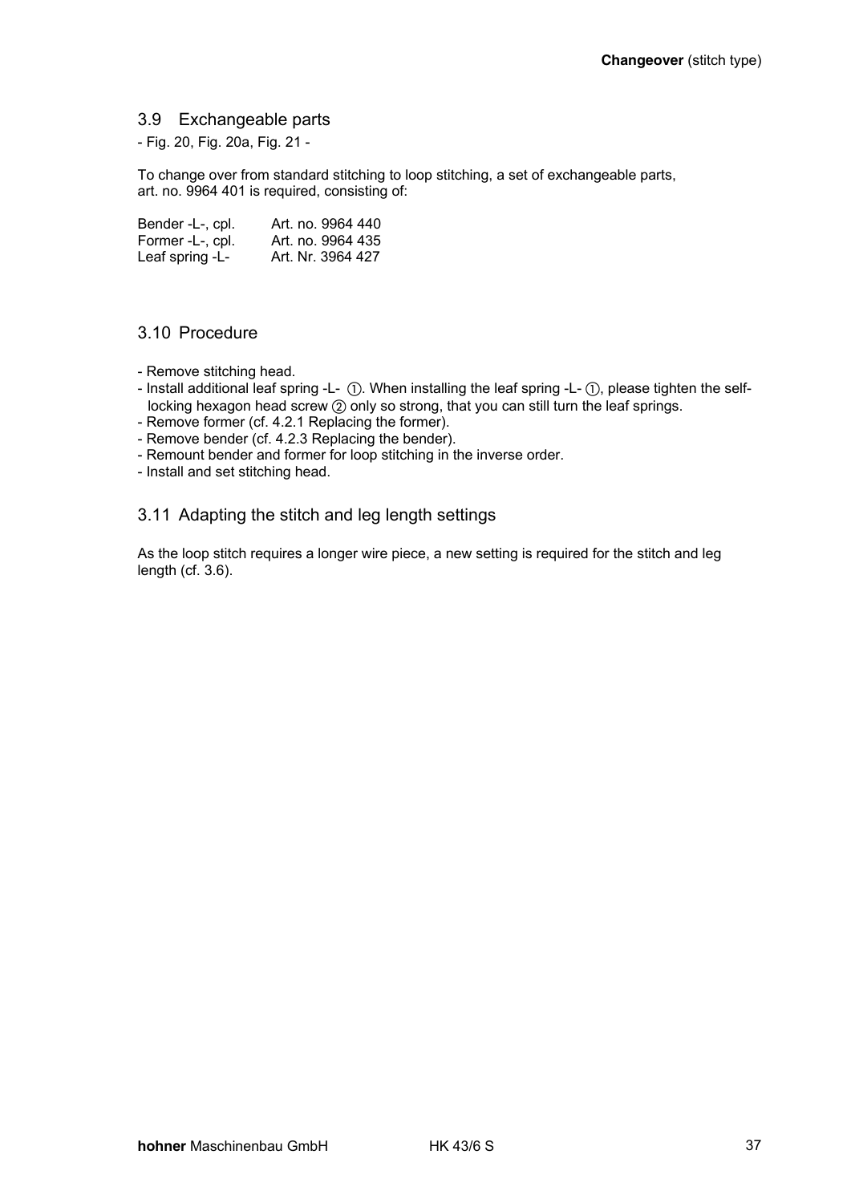## 3.9 Exchangeable parts

- Fig. 20, Fig. 20a, Fig. 21 -

To change over from standard stitching to loop stitching, a set of exchangeable parts, art. no. 9964 401 is required, consisting of:

| | |
|---|---|
| Bender -L-, cpl. | Art. no. 9964 440 |
| Former -L-, cpl. | Art. no. 9964 435 |
| Leaf spring -L- | Art. Nr. 3964 427 |

## 3.10 Procedure

- Remove stitching head.
- Install additional leaf spring -L- ①. When installing the leaf spring -L- ①, please tighten the self-locking hexagon head screw ② only so strong, that you can still turn the leaf springs.
- Remove former (cf. 4.2.1 Replacing the former).
- Remove bender (cf. 4.2.3 Replacing the bender).
- Remount bender and former for loop stitching in the inverse order.
- Install and set stitching head.

## 3.11 Adapting the stitch and leg length settings

As the loop stitch requires a longer wire piece, a new setting is required for the stitch and leg length (cf. 3.6).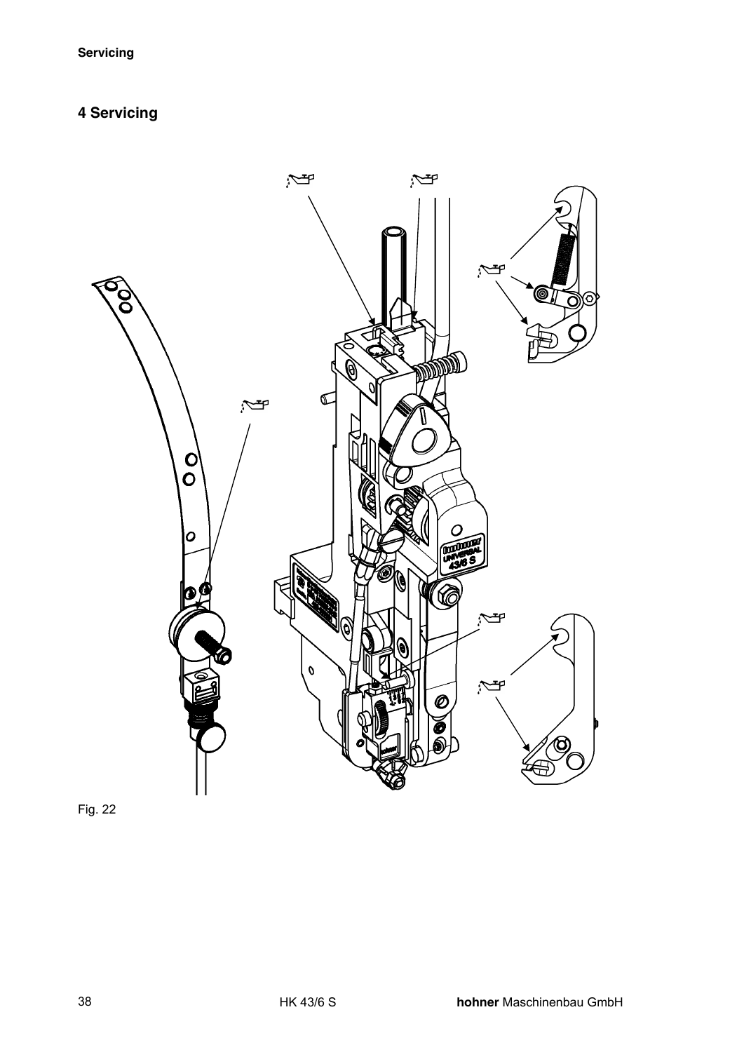# 4 Servicing

Fig. 22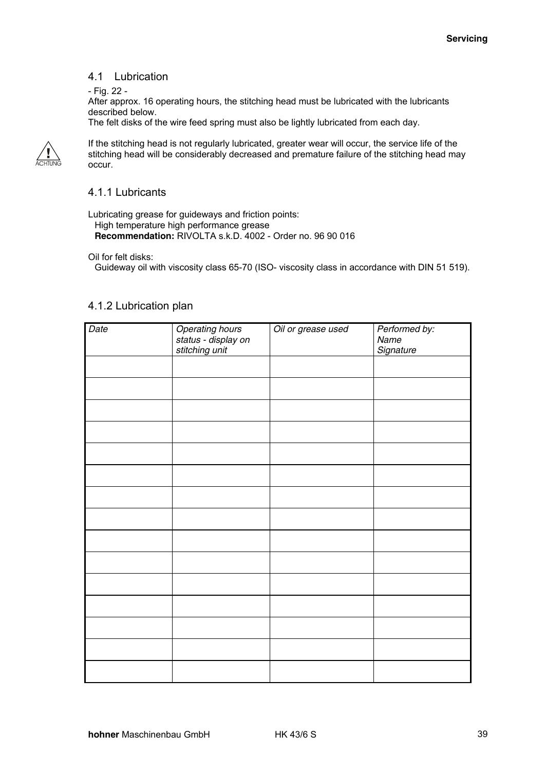## 4.1 Lubrication

- Fig. 22 -

After approx. 16 operating hours, the stitching head must be lubricated with the lubricants described below.
The felt disks of the wire feed spring must also be lightly lubricated from each day.

ACHTUNG

If the stitching head is not regularly lubricated, greater wear will occur, the service life of the stitching head will be considerably decreased and premature failure of the stitching head may occur.

### 4.1.1 Lubricants

Lubricating grease for guideways and friction points:
High temperature high performance grease
**Recommendation:** RIVOLTA s.k.D. 4002 - Order no. 96 90 016

Oil for felt disks:
Guideway oil with viscosity class 65-70 (ISO- viscosity class in accordance with DIN 51 519).

### 4.1.2 Lubrication plan

| *Date* | *Operating hours status - display on stitching unit* | *Oil or grease used* | *Performed by: Name Signature* |
|---|---|---|---|
| | | | |
| | | | |
| | | | |
| | | | |
| | | | |
| | | | |
| | | | |
| | | | |
| | | | |
| | | | |
| | | | |
| | | | |
| | | | |
| | | | |
| | | | |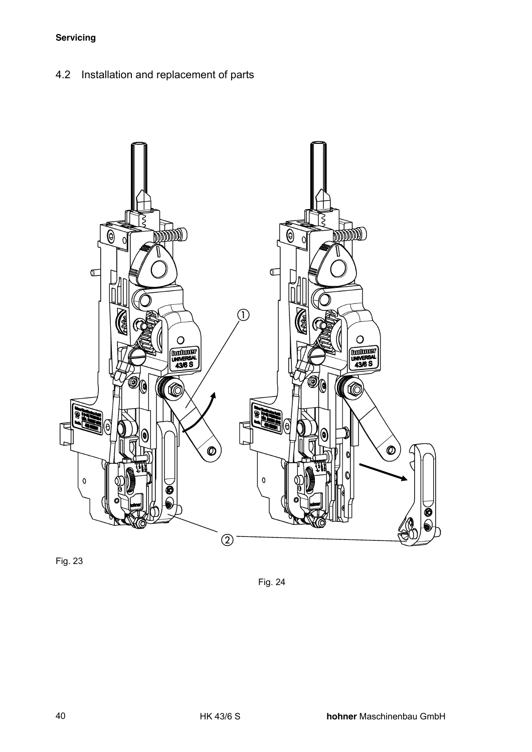## 4.2 Installation and replacement of parts

Fig. 23

Fig. 24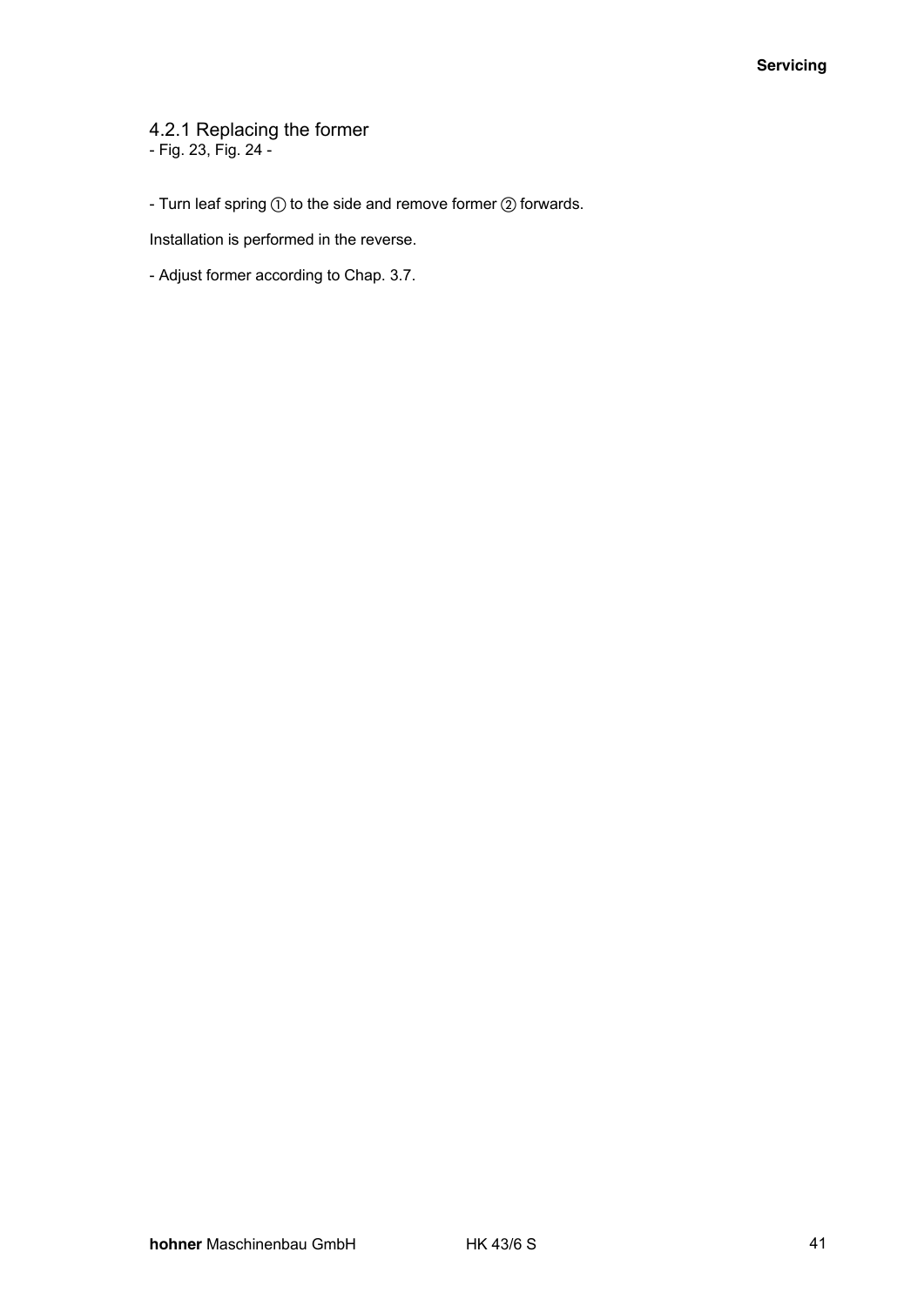### 4.2.1 Replacing the former

- Fig. 23, Fig. 24 -

- Turn leaf spring ① to the side and remove former ② forwards.

Installation is performed in the reverse.

- Adjust former according to Chap. 3.7.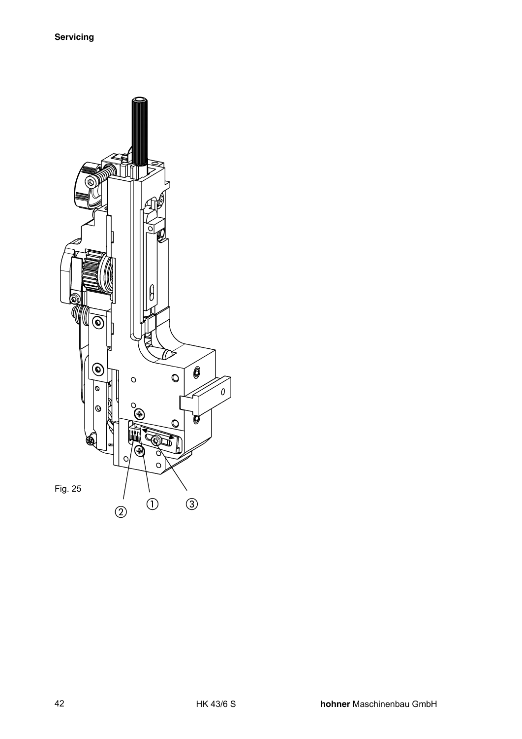Fig. 25

② ① ③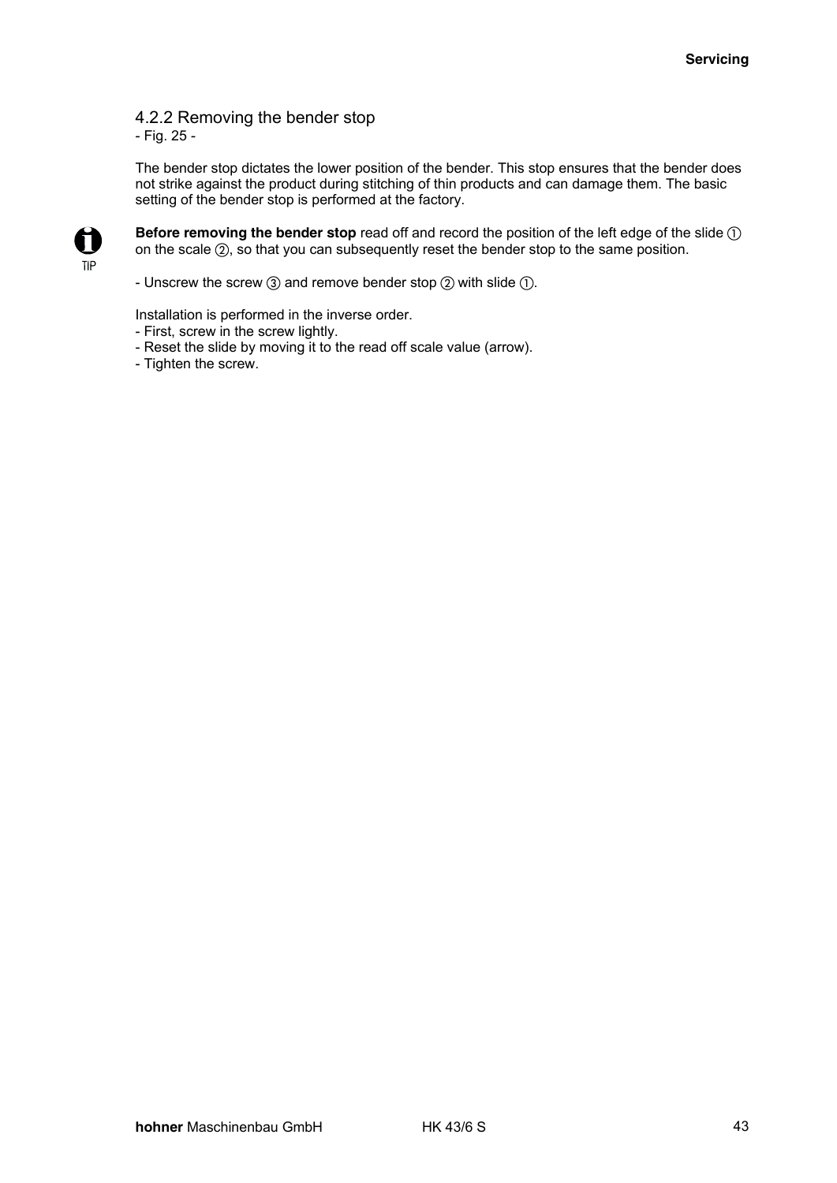### 4.2.2 Removing the bender stop

- Fig. 25 -

The bender stop dictates the lower position of the bender. This stop ensures that the bender does not strike against the product during stitching of thin products and can damage them. The basic setting of the bender stop is performed at the factory.

TIP

**Before removing the bender stop** read off and record the position of the left edge of the slide ① on the scale ②, so that you can subsequently reset the bender stop to the same position.

- Unscrew the screw ③ and remove bender stop ② with slide ①.

Installation is performed in the inverse order.
- First, screw in the screw lightly.
- Reset the slide by moving it to the read off scale value (arrow).
- Tighten the screw.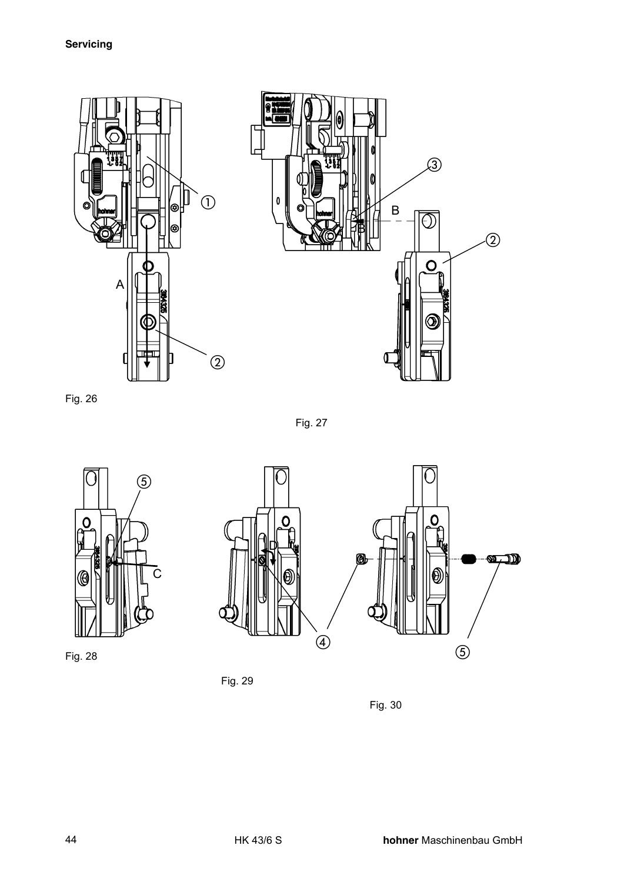**Servicing**

Fig. 26

Fig. 27

Fig. 28

Fig. 29

Fig. 30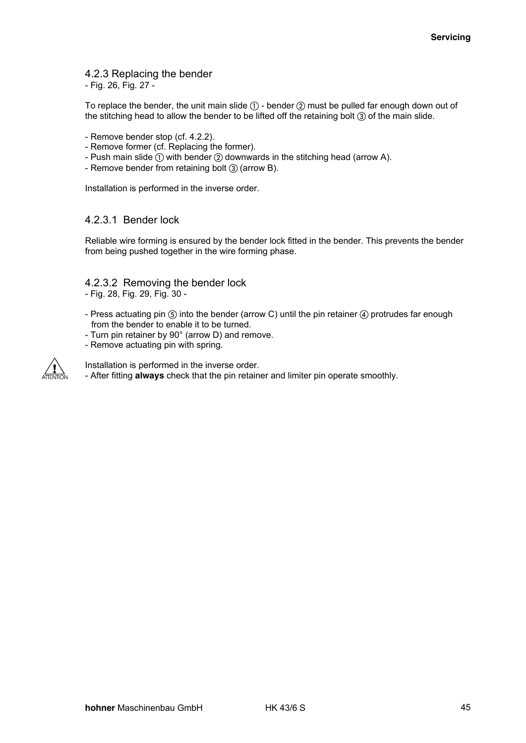### 4.2.3 Replacing the bender

- Fig. 26, Fig. 27 -

To replace the bender, the unit main slide ① - bender ② must be pulled far enough down out of the stitching head to allow the bender to be lifted off the retaining bolt ③ of the main slide.

- Remove bender stop (cf. 4.2.2).
- Remove former (cf. Replacing the former).
- Push main slide ① with bender ② downwards in the stitching head (arrow A).
- Remove bender from retaining bolt ③ (arrow B).

Installation is performed in the inverse order.

#### 4.2.3.1 Bender lock

Reliable wire forming is ensured by the bender lock fitted in the bender. This prevents the bender from being pushed together in the wire forming phase.

#### 4.2.3.2 Removing the bender lock

- Fig. 28, Fig. 29, Fig. 30 -

- Press actuating pin ⑤ into the bender (arrow C) until the pin retainer ④ protrudes far enough from the bender to enable it to be turned.
- Turn pin retainer by 90° (arrow D) and remove.
- Remove actuating pin with spring.

ATTENTION

Installation is performed in the inverse order.

- After fitting **always** check that the pin retainer and limiter pin operate smoothly.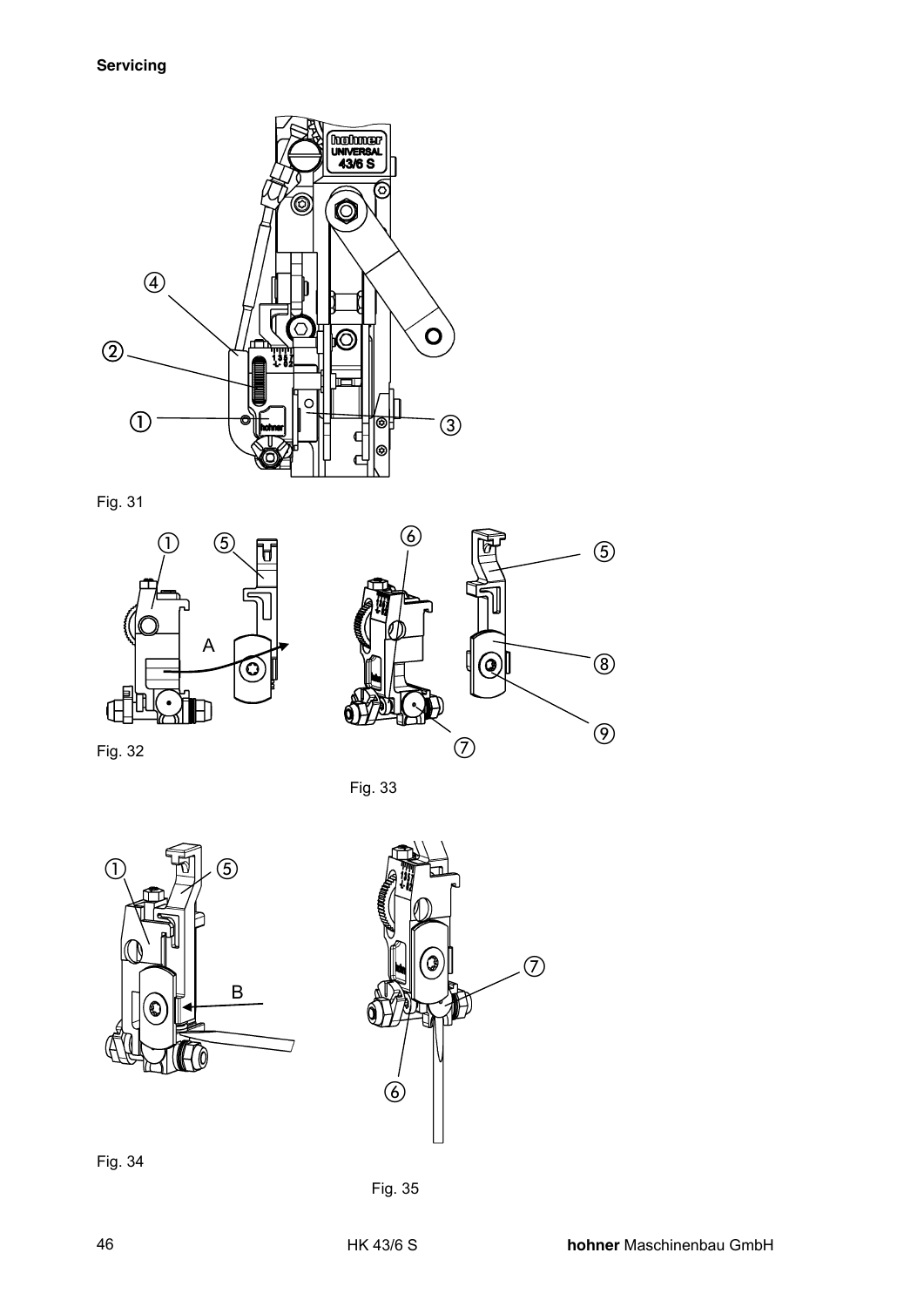**Servicing**

Fig. 31

Fig. 32

Fig. 33

Fig. 34

Fig. 35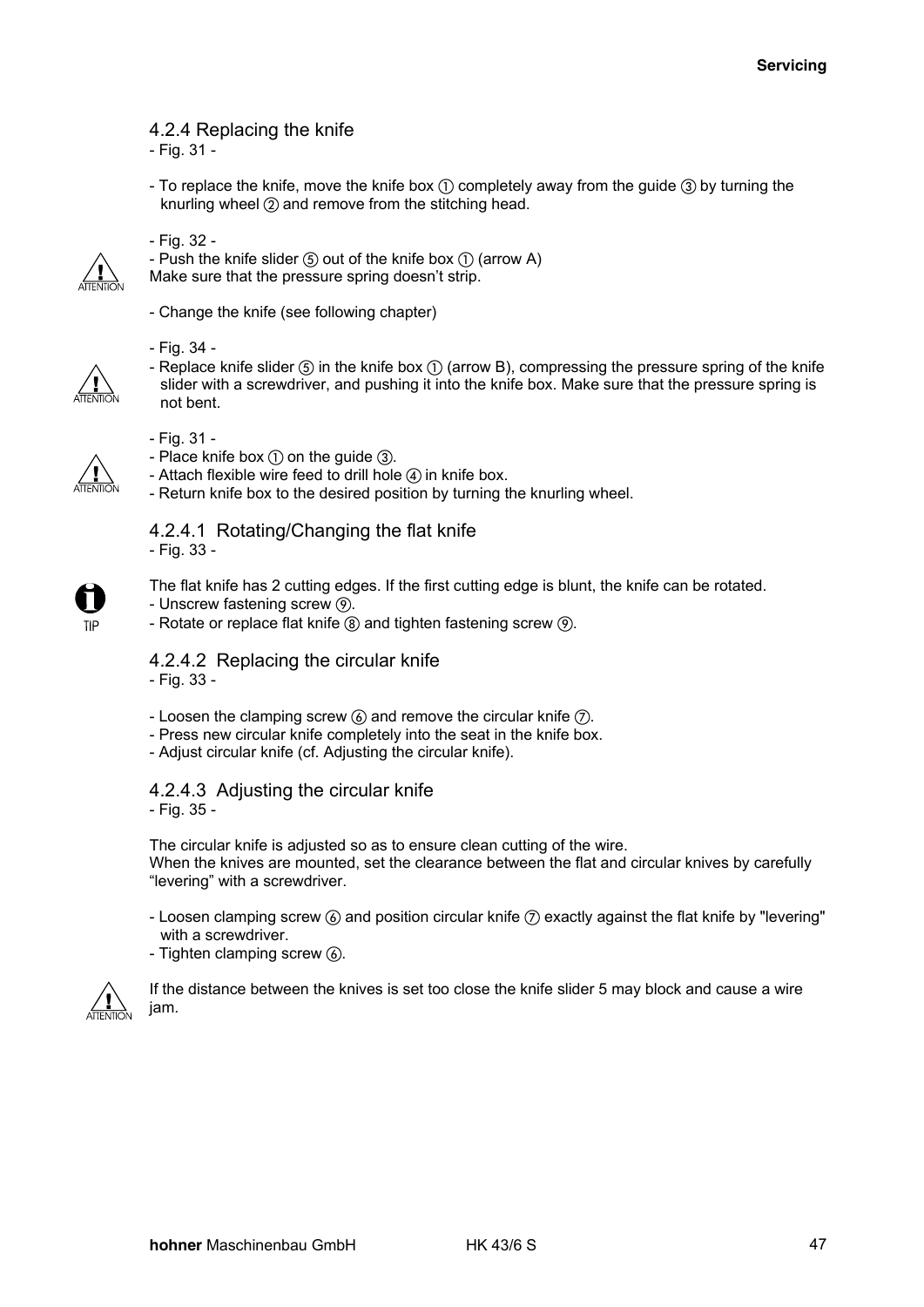### 4.2.4 Replacing the knife

- Fig. 31 -

- To replace the knife, move the knife box ① completely away from the guide ③ by turning the knurling wheel ② and remove from the stitching head.

- Fig. 32 -

- Push the knife slider ⑤ out of the knife box ① (arrow A)

ATTENTION: Make sure that the pressure spring doesn't strip.

- Change the knife (see following chapter)

- Fig. 34 -

- Replace knife slider ⑤ in the knife box ① (arrow B), compressing the pressure spring of the knife slider with a screwdriver, and pushing it into the knife box. Make sure that the pressure spring is not bent.

- Fig. 31 -

- Place knife box ① on the guide ③.
- Attach flexible wire feed to drill hole ④ in knife box.
- Return knife box to the desired position by turning the knurling wheel.

#### 4.2.4.1 Rotating/Changing the flat knife

- Fig. 33 -

TIP: The flat knife has 2 cutting edges. If the first cutting edge is blunt, the knife can be rotated.

- Unscrew fastening screw ⑨.
- Rotate or replace flat knife ⑧ and tighten fastening screw ⑨.

#### 4.2.4.2 Replacing the circular knife

- Fig. 33 -

- Loosen the clamping screw ⑥ and remove the circular knife ⑦.
- Press new circular knife completely into the seat in the knife box.
- Adjust circular knife (cf. Adjusting the circular knife).

#### 4.2.4.3 Adjusting the circular knife

- Fig. 35 -

The circular knife is adjusted so as to ensure clean cutting of the wire.
When the knives are mounted, set the clearance between the flat and circular knives by carefully "levering" with a screwdriver.

- Loosen clamping screw ⑥ and position circular knife ⑦ exactly against the flat knife by "levering" with a screwdriver.
- Tighten clamping screw ⑥.

ATTENTION: If the distance between the knives is set too close the knife slider 5 may block and cause a wire jam.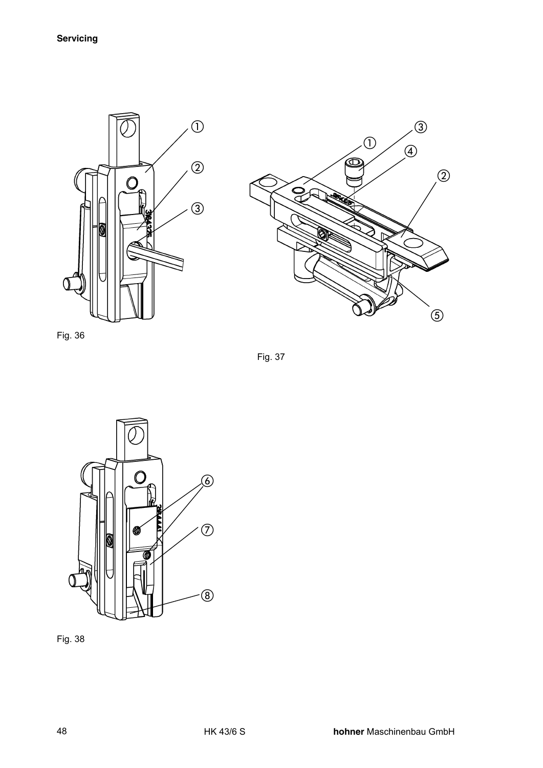Fig. 36

Fig. 37

Fig. 38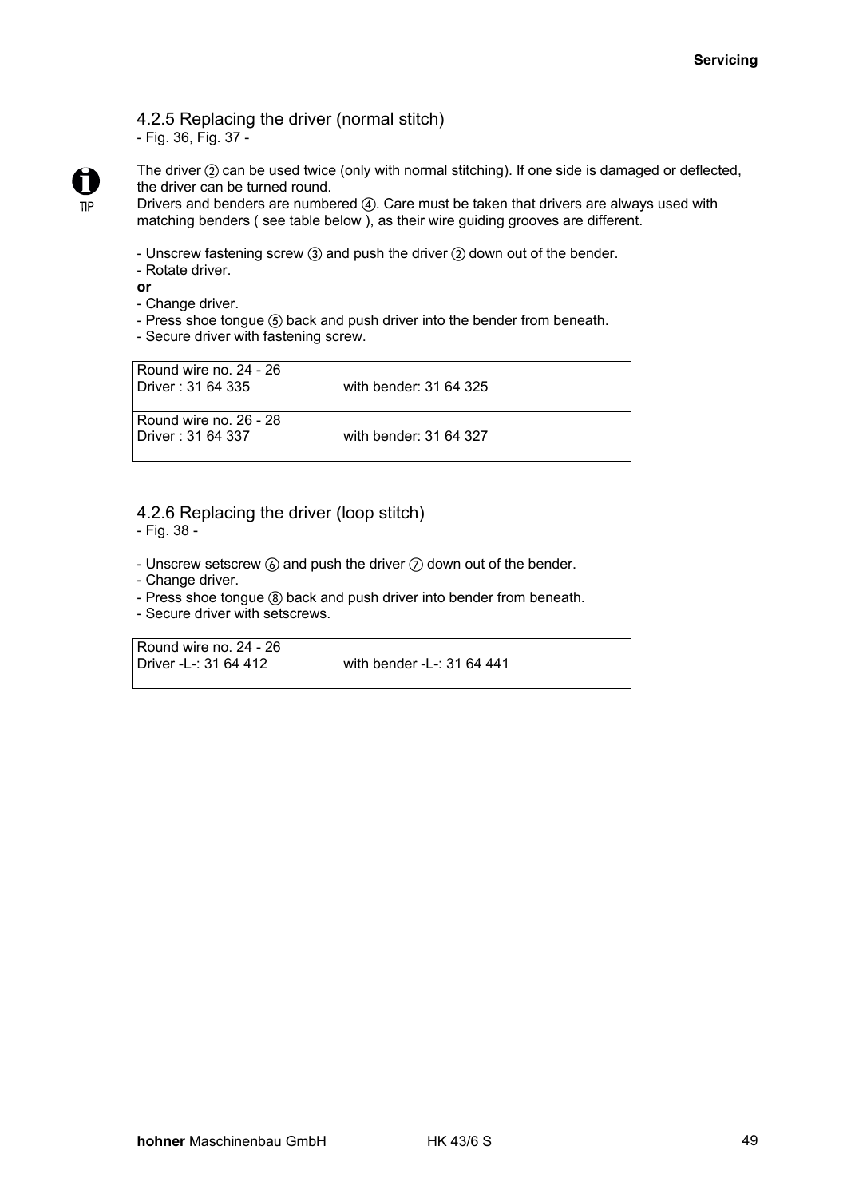### 4.2.5 Replacing the driver (normal stitch)

- Fig. 36, Fig. 37 -

TIP

The driver ② can be used twice (only with normal stitching). If one side is damaged or deflected, the driver can be turned round.
Drivers and benders are numbered ④. Care must be taken that drivers are always used with matching benders ( see table below ), as their wire guiding grooves are different.

- Unscrew fastening screw ③ and push the driver ② down out of the bender.
- Rotate driver.

**or**

- Change driver.
- Press shoe tongue ⑤ back and push driver into the bender from beneath.
- Secure driver with fastening screw.

| Round wire no. 24 - 26<br>Driver : 31 64 335 | with bender: 31 64 325 |
|---|---|
| Round wire no. 26 - 28<br>Driver : 31 64 337 | with bender: 31 64 327 |

### 4.2.6 Replacing the driver (loop stitch)

- Fig. 38 -

- Unscrew setscrew ⑥ and push the driver ⑦ down out of the bender.
- Change driver.
- Press shoe tongue ⑧ back and push driver into bender from beneath.
- Secure driver with setscrews.

| Round wire no. 24 - 26<br>Driver -L-: 31 64 412 | with bender -L-: 31 64 441 |
|---|---|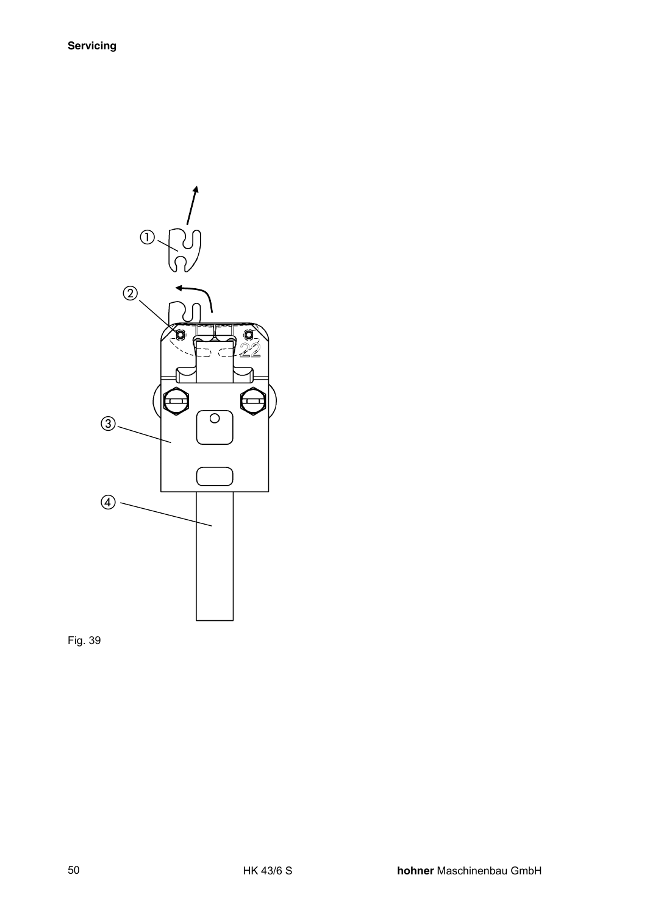Fig. 39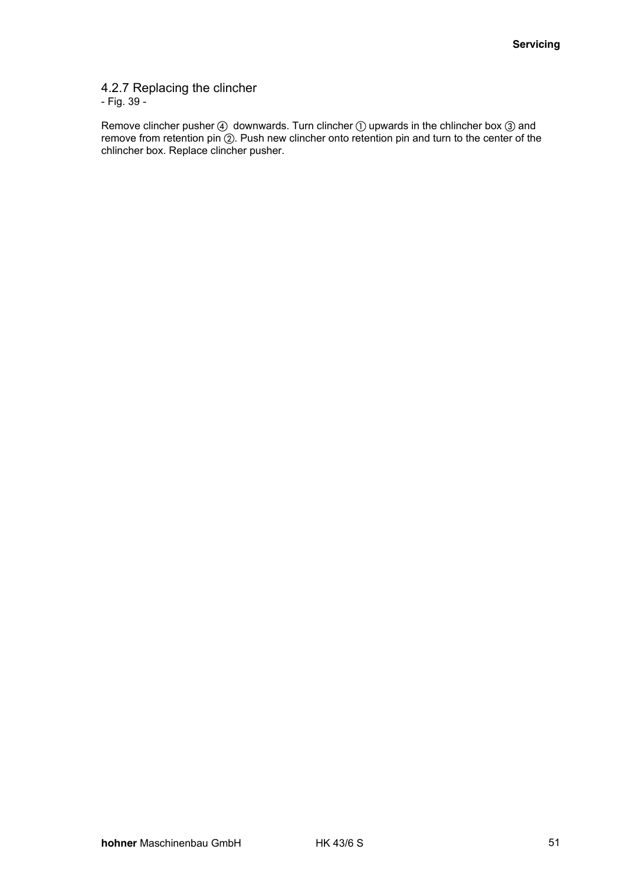### 4.2.7 Replacing the clincher

- Fig. 39 -

Remove clincher pusher ④ downwards. Turn clincher ① upwards in the chlincher box ③ and remove from retention pin ②. Push new clincher onto retention pin and turn to the center of the chlincher box. Replace clincher pusher.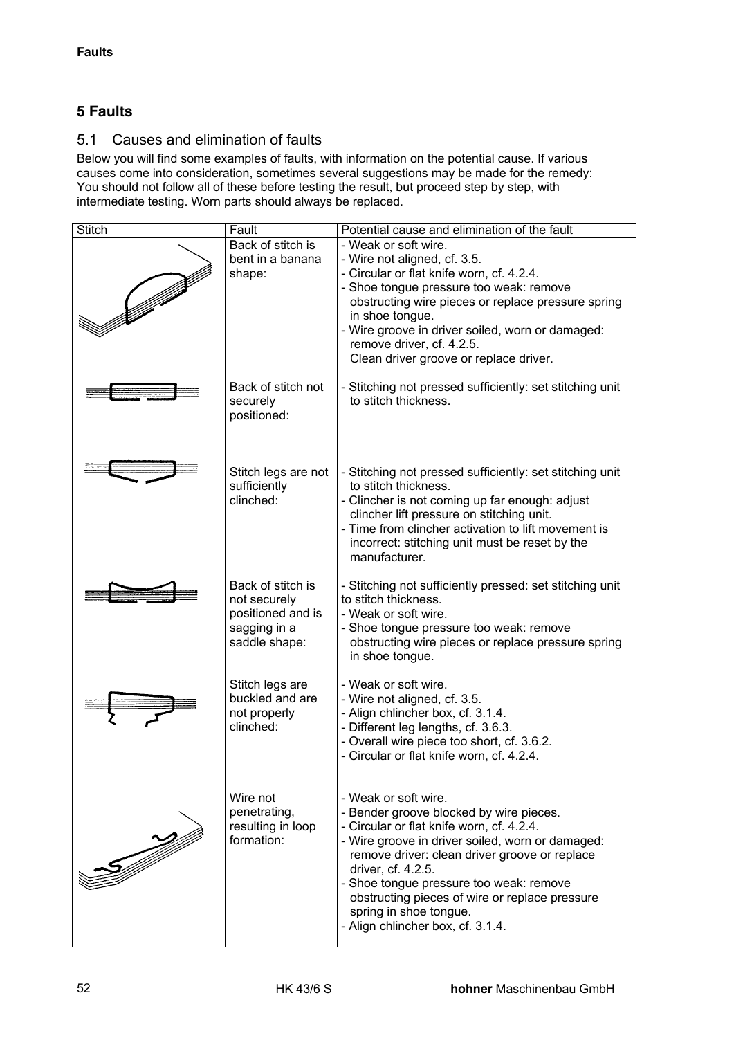## 5 Faults

### 5.1 Causes and elimination of faults

Below you will find some examples of faults, with information on the potential cause. If various causes come into consideration, sometimes several suggestions may be made for the remedy: You should not follow all of these before testing the result, but proceed step by step, with intermediate testing. Worn parts should always be replaced.

| Stitch | Fault | Potential cause and elimination of the fault |
|---|---|---|
| | Back of stitch is bent in a banana shape: | - Weak or soft wire.<br>- Wire not aligned, cf. 3.5.<br>- Circular or flat knife worn, cf. 4.2.4.<br>- Shoe tongue pressure too weak: remove obstructing wire pieces or replace pressure spring in shoe tongue.<br>- Wire groove in driver soiled, worn or damaged: remove driver, cf. 4.2.5. Clean driver groove or replace driver. |
| | Back of stitch not securely positioned: | - Stitching not pressed sufficiently: set stitching unit to stitch thickness. |
| | Stitch legs are not sufficiently clinched: | - Stitching not pressed sufficiently: set stitching unit to stitch thickness.<br>- Clincher is not coming up far enough: adjust clincher lift pressure on stitching unit.<br>- Time from clincher activation to lift movement is incorrect: stitching unit must be reset by the manufacturer. |
| | Back of stitch is not securely positioned and is sagging in a saddle shape: | - Stitching not sufficiently pressed: set stitching unit to stitch thickness.<br>- Weak or soft wire.<br>- Shoe tongue pressure too weak: remove obstructing wire pieces or replace pressure spring in shoe tongue. |
| | Stitch legs are buckled and are not properly clinched: | - Weak or soft wire.<br>- Wire not aligned, cf. 3.5.<br>- Align chlincher box, cf. 3.1.4.<br>- Different leg lengths, cf. 3.6.3.<br>- Overall wire piece too short, cf. 3.6.2.<br>- Circular or flat knife worn, cf. 4.2.4. |
| | Wire not penetrating, resulting in loop formation: | - Weak or soft wire.<br>- Bender groove blocked by wire pieces.<br>- Circular or flat knife worn, cf. 4.2.4.<br>- Wire groove in driver soiled, worn or damaged: remove driver: clean driver groove or replace driver, cf. 4.2.5.<br>- Shoe tongue pressure too weak: remove obstructing pieces of wire or replace pressure spring in shoe tongue.<br>- Align chlincher box, cf. 3.1.4. |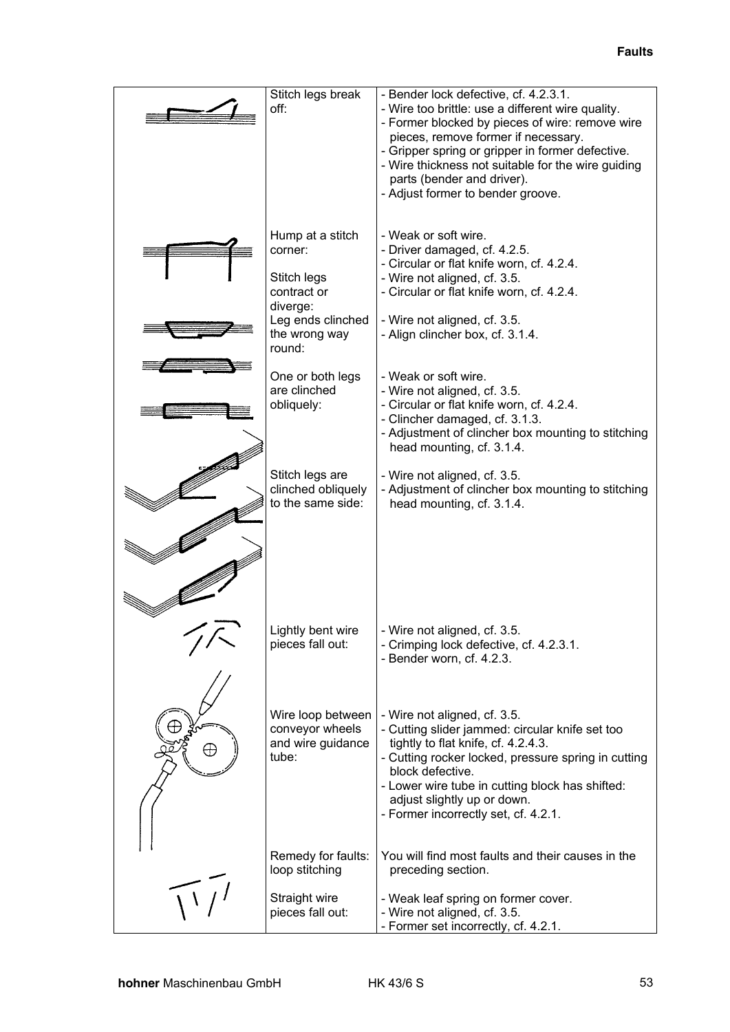| | | |
|---|---|---|
| | Stitch legs break off: | - Bender lock defective, cf. 4.2.3.1.<br>- Wire too brittle: use a different wire quality.<br>- Former blocked by pieces of wire: remove wire pieces, remove former if necessary.<br>- Gripper spring or gripper in former defective.<br>- Wire thickness not suitable for the wire guiding parts (bender and driver).<br>- Adjust former to bender groove. |
| | Hump at a stitch corner: | - Weak or soft wire.<br>- Driver damaged, cf. 4.2.5.<br>- Circular or flat knife worn, cf. 4.2.4. |
| | Stitch legs contract or diverge: | - Wire not aligned, cf. 3.5.<br>- Circular or flat knife worn, cf. 4.2.4. |
| | Leg ends clinched the wrong way round: | - Wire not aligned, cf. 3.5.<br>- Align clincher box, cf. 3.1.4. |
| | One or both legs are clinched obliquely: | - Weak or soft wire.<br>- Wire not aligned, cf. 3.5.<br>- Circular or flat knife worn, cf. 4.2.4.<br>- Clincher damaged, cf. 3.1.3.<br>- Adjustment of clincher box mounting to stitching head mounting, cf. 3.1.4. |
| | Stitch legs are clinched obliquely to the same side: | - Wire not aligned, cf. 3.5.<br>- Adjustment of clincher box mounting to stitching head mounting, cf. 3.1.4. |
| | Lightly bent wire pieces fall out: | - Wire not aligned, cf. 3.5.<br>- Crimping lock defective, cf. 4.2.3.1.<br>- Bender worn, cf. 4.2.3. |
| | Wire loop between conveyor wheels and wire guidance tube: | - Wire not aligned, cf. 3.5.<br>- Cutting slider jammed: circular knife set too tightly to flat knife, cf. 4.2.4.3.<br>- Cutting rocker locked, pressure spring in cutting block defective.<br>- Lower wire tube in cutting block has shifted: adjust slightly up or down.<br>- Former incorrectly set, cf. 4.2.1. |
| | Remedy for faults: loop stitching | You will find most faults and their causes in the preceding section. |
| | Straight wire pieces fall out: | - Weak leaf spring on former cover.<br>- Wire not aligned, cf. 3.5.<br>- Former set incorrectly, cf. 4.2.1. |